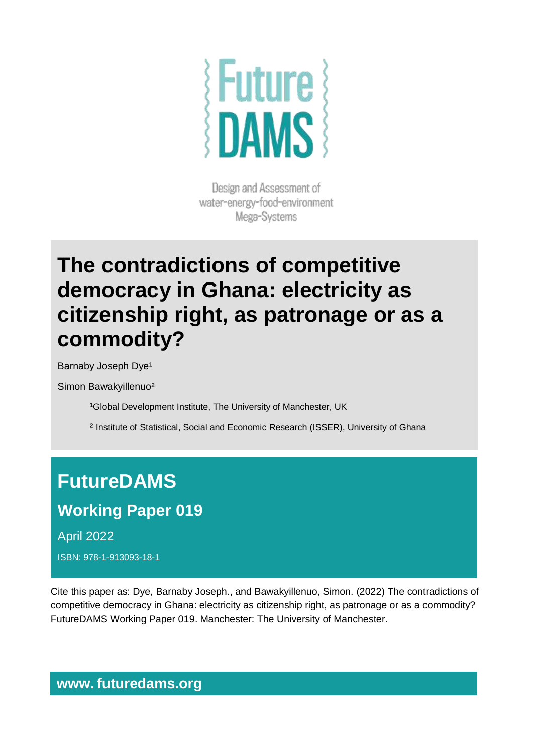Future DAMS

Design and Assessment of water-energy-food-environment Mega-Systems

# The contradictions of competitive democracy in Ghana: electricity as citizenship right, as patronage or as a commodity?

Barnaby Joseph Dye[1]

Simon Bawakyillenuo[2]

[1]Global Development Institute, The University of Manchester, UK

[2] Institute of Statistical, Social and Economic Research (ISSER), University of Ghana

## FutureDAMS

### Working Paper 019

April 2022

ISBN: 978-1-913093-18-1

Cite this paper as: Dye, Barnaby Joseph., and Bawakyillenuo, Simon. (2022) The contradictions of competitive democracy in Ghana: electricity as citizenship right, as patronage or as a commodity? FutureDAMS Working Paper 019. Manchester: The University of Manchester.

**www. futuredams.org**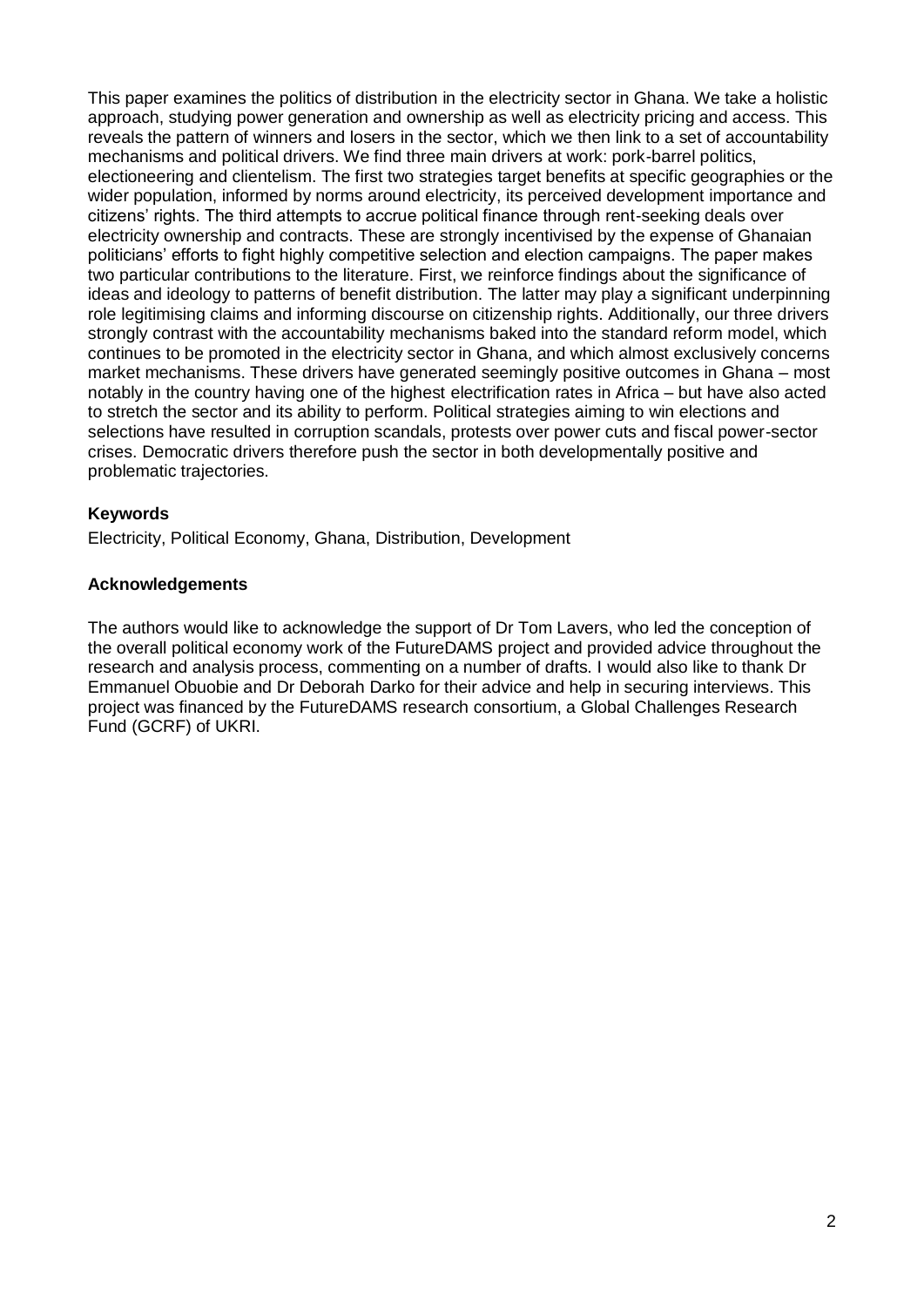This paper examines the politics of distribution in the electricity sector in Ghana. We take a holistic approach, studying power generation and ownership as well as electricity pricing and access. This reveals the pattern of winners and losers in the sector, which we then link to a set of accountability mechanisms and political drivers. We find three main drivers at work: pork-barrel politics, electioneering and clientelism. The first two strategies target benefits at specific geographies or the wider population, informed by norms around electricity, its perceived development importance and citizens' rights. The third attempts to accrue political finance through rent-seeking deals over electricity ownership and contracts. These are strongly incentivised by the expense of Ghanaian politicians' efforts to fight highly competitive selection and election campaigns. The paper makes two particular contributions to the literature. First, we reinforce findings about the significance of ideas and ideology to patterns of benefit distribution. The latter may play a significant underpinning role legitimising claims and informing discourse on citizenship rights. Additionally, our three drivers strongly contrast with the accountability mechanisms baked into the standard reform model, which continues to be promoted in the electricity sector in Ghana, and which almost exclusively concerns market mechanisms. These drivers have generated seemingly positive outcomes in Ghana – most notably in the country having one of the highest electrification rates in Africa – but have also acted to stretch the sector and its ability to perform. Political strategies aiming to win elections and selections have resulted in corruption scandals, protests over power cuts and fiscal power-sector crises. Democratic drivers therefore push the sector in both developmentally positive and problematic trajectories.

### Keywords

Electricity, Political Economy, Ghana, Distribution, Development

### Acknowledgements

The authors would like to acknowledge the support of Dr Tom Lavers, who led the conception of the overall political economy work of the FutureDAMS project and provided advice throughout the research and analysis process, commenting on a number of drafts. I would also like to thank Dr Emmanuel Obuobie and Dr Deborah Darko for their advice and help in securing interviews. This project was financed by the FutureDAMS research consortium, a Global Challenges Research Fund (GCRF) of UKRI.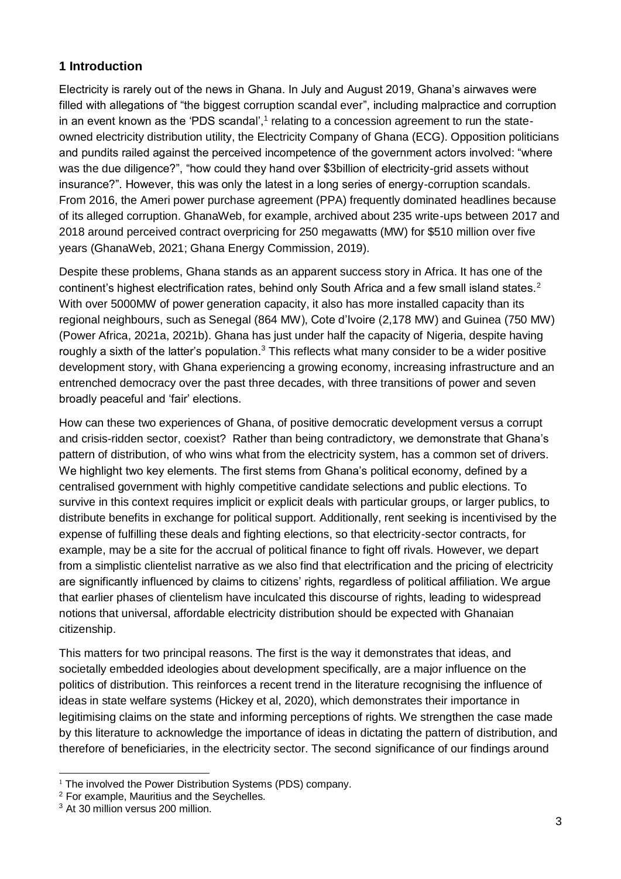## 1 Introduction

Electricity is rarely out of the news in Ghana. In July and August 2019, Ghana's airwaves were filled with allegations of "the biggest corruption scandal ever", including malpractice and corruption in an event known as the 'PDS scandal',[1] relating to a concession agreement to run the state-owned electricity distribution utility, the Electricity Company of Ghana (ECG). Opposition politicians and pundits railed against the perceived incompetence of the government actors involved: "where was the due diligence?", "how could they hand over $3billion of electricity-grid assets without insurance?". However, this was only the latest in a long series of energy-corruption scandals. From 2016, the Ameri power purchase agreement (PPA) frequently dominated headlines because of its alleged corruption. GhanaWeb, for example, archived about 235 write-ups between 2017 and 2018 around perceived contract overpricing for 250 megawatts (MW) for $510 million over five years (GhanaWeb, 2021; Ghana Energy Commission, 2019).

Despite these problems, Ghana stands as an apparent success story in Africa. It has one of the continent's highest electrification rates, behind only South Africa and a few small island states.[2] With over 5000MW of power generation capacity, it also has more installed capacity than its regional neighbours, such as Senegal (864 MW), Cote d'Ivoire (2,178 MW) and Guinea (750 MW) (Power Africa, 2021a, 2021b). Ghana has just under half the capacity of Nigeria, despite having roughly a sixth of the latter's population.[3] This reflects what many consider to be a wider positive development story, with Ghana experiencing a growing economy, increasing infrastructure and an entrenched democracy over the past three decades, with three transitions of power and seven broadly peaceful and 'fair' elections.

How can these two experiences of Ghana, of positive democratic development versus a corrupt and crisis-ridden sector, coexist? Rather than being contradictory, we demonstrate that Ghana's pattern of distribution, of who wins what from the electricity system, has a common set of drivers. We highlight two key elements. The first stems from Ghana's political economy, defined by a centralised government with highly competitive candidate selections and public elections. To survive in this context requires implicit or explicit deals with particular groups, or larger publics, to distribute benefits in exchange for political support. Additionally, rent seeking is incentivised by the expense of fulfilling these deals and fighting elections, so that electricity-sector contracts, for example, may be a site for the accrual of political finance to fight off rivals. However, we depart from a simplistic clientelist narrative as we also find that electrification and the pricing of electricity are significantly influenced by claims to citizens' rights, regardless of political affiliation. We argue that earlier phases of clientelism have inculcated this discourse of rights, leading to widespread notions that universal, affordable electricity distribution should be expected with Ghanaian citizenship.

This matters for two principal reasons. The first is the way it demonstrates that ideas, and societally embedded ideologies about development specifically, are a major influence on the politics of distribution. This reinforces a recent trend in the literature recognising the influence of ideas in state welfare systems (Hickey et al, 2020), which demonstrates their importance in legitimising claims on the state and informing perceptions of rights. We strengthen the case made by this literature to acknowledge the importance of ideas in dictating the pattern of distribution, and therefore of beneficiaries, in the electricity sector. The second significance of our findings around

[1] The involved the Power Distribution Systems (PDS) company.

[2] For example, Mauritius and the Seychelles.

[3] At 30 million versus 200 million.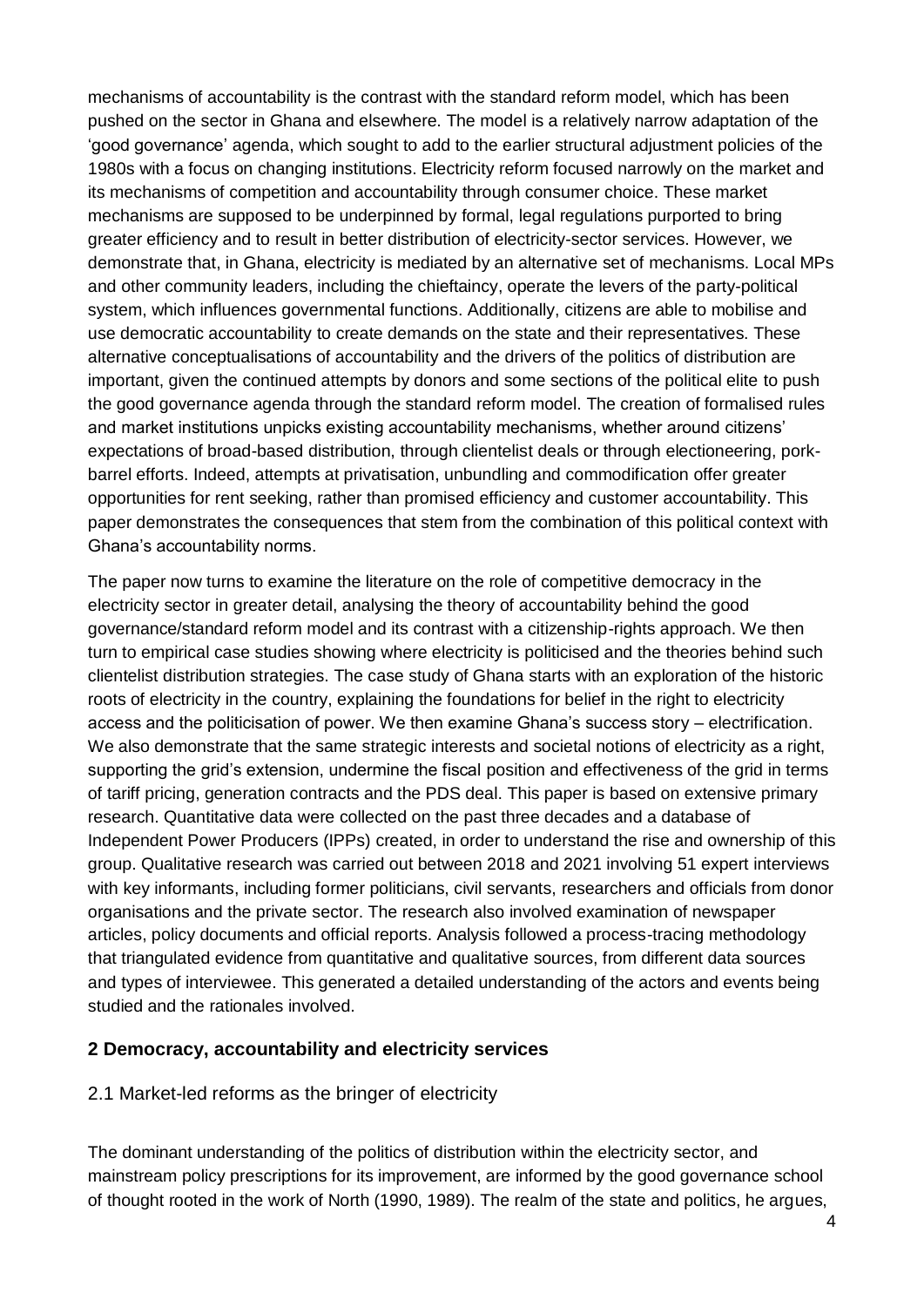mechanisms of accountability is the contrast with the standard reform model, which has been pushed on the sector in Ghana and elsewhere. The model is a relatively narrow adaptation of the 'good governance' agenda, which sought to add to the earlier structural adjustment policies of the 1980s with a focus on changing institutions. Electricity reform focused narrowly on the market and its mechanisms of competition and accountability through consumer choice. These market mechanisms are supposed to be underpinned by formal, legal regulations purported to bring greater efficiency and to result in better distribution of electricity-sector services. However, we demonstrate that, in Ghana, electricity is mediated by an alternative set of mechanisms. Local MPs and other community leaders, including the chieftaincy, operate the levers of the party-political system, which influences governmental functions. Additionally, citizens are able to mobilise and use democratic accountability to create demands on the state and their representatives. These alternative conceptualisations of accountability and the drivers of the politics of distribution are important, given the continued attempts by donors and some sections of the political elite to push the good governance agenda through the standard reform model. The creation of formalised rules and market institutions unpicks existing accountability mechanisms, whether around citizens' expectations of broad-based distribution, through clientelist deals or through electioneering, pork-barrel efforts. Indeed, attempts at privatisation, unbundling and commodification offer greater opportunities for rent seeking, rather than promised efficiency and customer accountability. This paper demonstrates the consequences that stem from the combination of this political context with Ghana's accountability norms.

The paper now turns to examine the literature on the role of competitive democracy in the electricity sector in greater detail, analysing the theory of accountability behind the good governance/standard reform model and its contrast with a citizenship-rights approach. We then turn to empirical case studies showing where electricity is politicised and the theories behind such clientelist distribution strategies. The case study of Ghana starts with an exploration of the historic roots of electricity in the country, explaining the foundations for belief in the right to electricity access and the politicisation of power. We then examine Ghana's success story – electrification. We also demonstrate that the same strategic interests and societal notions of electricity as a right, supporting the grid's extension, undermine the fiscal position and effectiveness of the grid in terms of tariff pricing, generation contracts and the PDS deal. This paper is based on extensive primary research. Quantitative data were collected on the past three decades and a database of Independent Power Producers (IPPs) created, in order to understand the rise and ownership of this group. Qualitative research was carried out between 2018 and 2021 involving 51 expert interviews with key informants, including former politicians, civil servants, researchers and officials from donor organisations and the private sector. The research also involved examination of newspaper articles, policy documents and official reports. Analysis followed a process-tracing methodology that triangulated evidence from quantitative and qualitative sources, from different data sources and types of interviewee. This generated a detailed understanding of the actors and events being studied and the rationales involved.

## 2 Democracy, accountability and electricity services

### 2.1 Market-led reforms as the bringer of electricity

The dominant understanding of the politics of distribution within the electricity sector, and mainstream policy prescriptions for its improvement, are informed by the good governance school of thought rooted in the work of North (1990, 1989). The realm of the state and politics, he argues,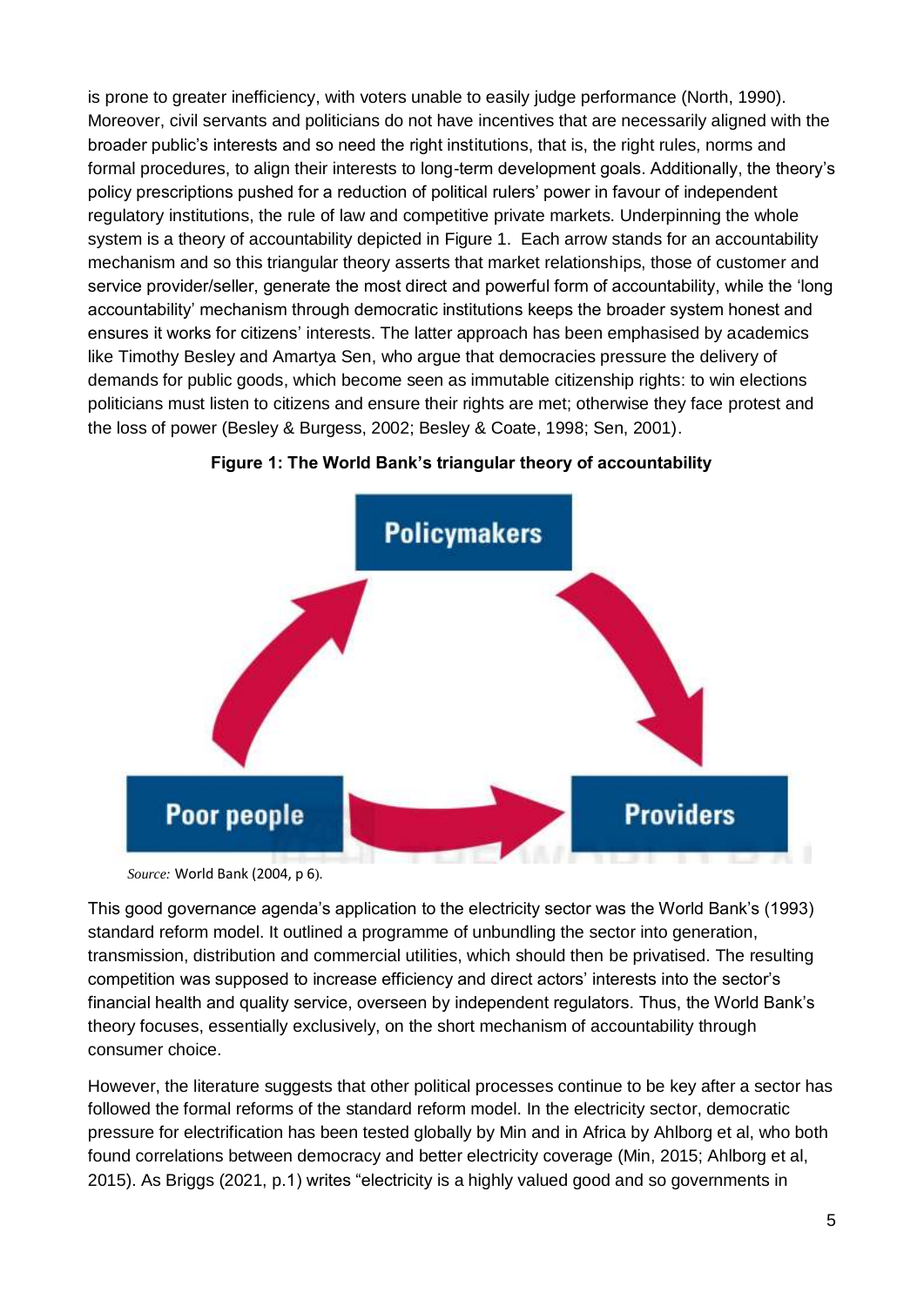is prone to greater inefficiency, with voters unable to easily judge performance (North, 1990). Moreover, civil servants and politicians do not have incentives that are necessarily aligned with the broader public's interests and so need the right institutions, that is, the right rules, norms and formal procedures, to align their interests to long-term development goals. Additionally, the theory's policy prescriptions pushed for a reduction of political rulers' power in favour of independent regulatory institutions, the rule of law and competitive private markets. Underpinning the whole system is a theory of accountability depicted in Figure 1. Each arrow stands for an accountability mechanism and so this triangular theory asserts that market relationships, those of customer and service provider/seller, generate the most direct and powerful form of accountability, while the 'long accountability' mechanism through democratic institutions keeps the broader system honest and ensures it works for citizens' interests. The latter approach has been emphasised by academics like Timothy Besley and Amartya Sen, who argue that democracies pressure the delivery of demands for public goods, which become seen as immutable citizenship rights: to win elections politicians must listen to citizens and ensure their rights are met; otherwise they face protest and the loss of power (Besley & Burgess, 2002; Besley & Coate, 1998; Sen, 2001).

**Figure 1: The World Bank's triangular theory of accountability**

Policymakers

Poor people

Providers

*Source:* World Bank (2004, p 6).

This good governance agenda's application to the electricity sector was the World Bank's (1993) standard reform model. It outlined a programme of unbundling the sector into generation, transmission, distribution and commercial utilities, which should then be privatised. The resulting competition was supposed to increase efficiency and direct actors' interests into the sector's financial health and quality service, overseen by independent regulators. Thus, the World Bank's theory focuses, essentially exclusively, on the short mechanism of accountability through consumer choice.

However, the literature suggests that other political processes continue to be key after a sector has followed the formal reforms of the standard reform model. In the electricity sector, democratic pressure for electrification has been tested globally by Min and in Africa by Ahlborg et al, who both found correlations between democracy and better electricity coverage (Min, 2015; Ahlborg et al, 2015). As Briggs (2021, p.1) writes "electricity is a highly valued good and so governments in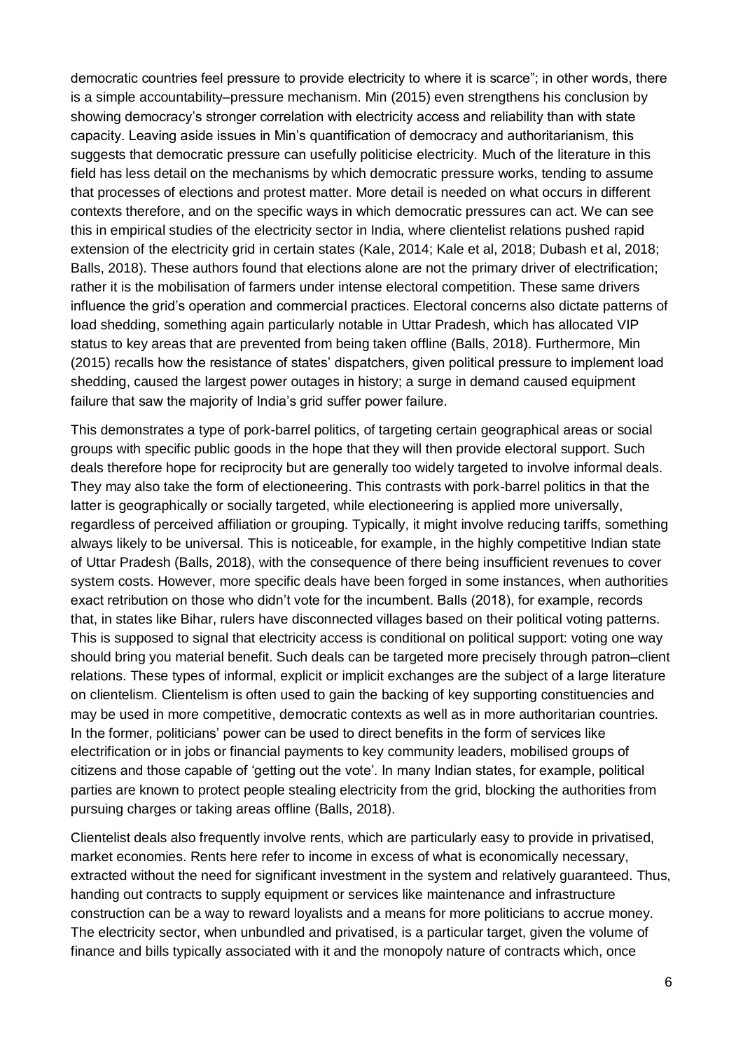democratic countries feel pressure to provide electricity to where it is scarce"; in other words, there is a simple accountability–pressure mechanism. Min (2015) even strengthens his conclusion by showing democracy's stronger correlation with electricity access and reliability than with state capacity. Leaving aside issues in Min's quantification of democracy and authoritarianism, this suggests that democratic pressure can usefully politicise electricity. Much of the literature in this field has less detail on the mechanisms by which democratic pressure works, tending to assume that processes of elections and protest matter. More detail is needed on what occurs in different contexts therefore, and on the specific ways in which democratic pressures can act. We can see this in empirical studies of the electricity sector in India, where clientelist relations pushed rapid extension of the electricity grid in certain states (Kale, 2014; Kale et al, 2018; Dubash et al, 2018; Balls, 2018). These authors found that elections alone are not the primary driver of electrification; rather it is the mobilisation of farmers under intense electoral competition. These same drivers influence the grid's operation and commercial practices. Electoral concerns also dictate patterns of load shedding, something again particularly notable in Uttar Pradesh, which has allocated VIP status to key areas that are prevented from being taken offline (Balls, 2018). Furthermore, Min (2015) recalls how the resistance of states' dispatchers, given political pressure to implement load shedding, caused the largest power outages in history; a surge in demand caused equipment failure that saw the majority of India's grid suffer power failure.

This demonstrates a type of pork-barrel politics, of targeting certain geographical areas or social groups with specific public goods in the hope that they will then provide electoral support. Such deals therefore hope for reciprocity but are generally too widely targeted to involve informal deals. They may also take the form of electioneering. This contrasts with pork-barrel politics in that the latter is geographically or socially targeted, while electioneering is applied more universally, regardless of perceived affiliation or grouping. Typically, it might involve reducing tariffs, something always likely to be universal. This is noticeable, for example, in the highly competitive Indian state of Uttar Pradesh (Balls, 2018), with the consequence of there being insufficient revenues to cover system costs. However, more specific deals have been forged in some instances, when authorities exact retribution on those who didn't vote for the incumbent. Balls (2018), for example, records that, in states like Bihar, rulers have disconnected villages based on their political voting patterns. This is supposed to signal that electricity access is conditional on political support: voting one way should bring you material benefit. Such deals can be targeted more precisely through patron–client relations. These types of informal, explicit or implicit exchanges are the subject of a large literature on clientelism. Clientelism is often used to gain the backing of key supporting constituencies and may be used in more competitive, democratic contexts as well as in more authoritarian countries. In the former, politicians' power can be used to direct benefits in the form of services like electrification or in jobs or financial payments to key community leaders, mobilised groups of citizens and those capable of 'getting out the vote'. In many Indian states, for example, political parties are known to protect people stealing electricity from the grid, blocking the authorities from pursuing charges or taking areas offline (Balls, 2018).

Clientelist deals also frequently involve rents, which are particularly easy to provide in privatised, market economies. Rents here refer to income in excess of what is economically necessary, extracted without the need for significant investment in the system and relatively guaranteed. Thus, handing out contracts to supply equipment or services like maintenance and infrastructure construction can be a way to reward loyalists and a means for more politicians to accrue money. The electricity sector, when unbundled and privatised, is a particular target, given the volume of finance and bills typically associated with it and the monopoly nature of contracts which, once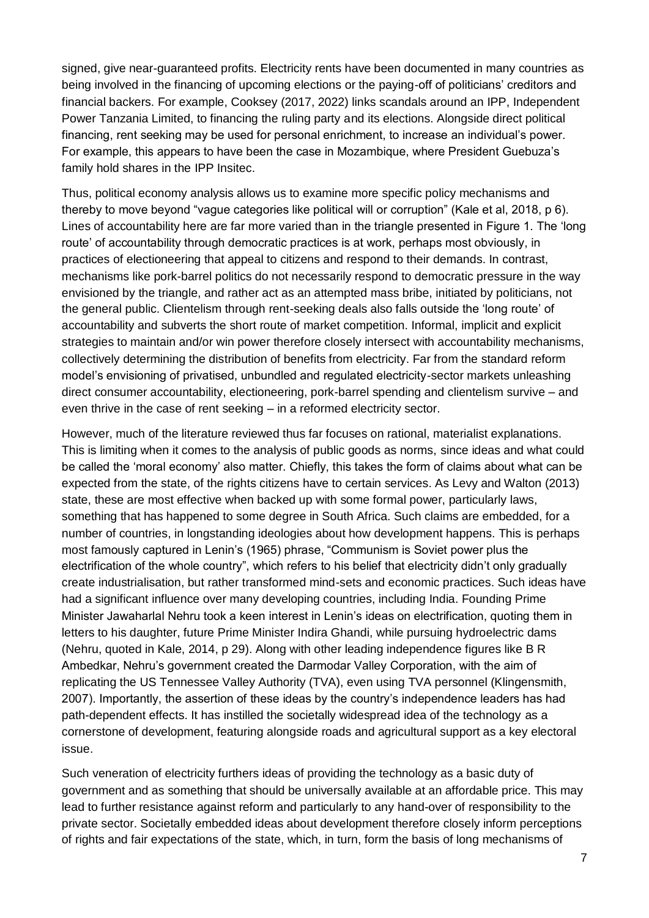signed, give near-guaranteed profits. Electricity rents have been documented in many countries as being involved in the financing of upcoming elections or the paying-off of politicians' creditors and financial backers. For example, Cooksey (2017, 2022) links scandals around an IPP, Independent Power Tanzania Limited, to financing the ruling party and its elections. Alongside direct political financing, rent seeking may be used for personal enrichment, to increase an individual's power. For example, this appears to have been the case in Mozambique, where President Guebuza's family hold shares in the IPP Insitec.

Thus, political economy analysis allows us to examine more specific policy mechanisms and thereby to move beyond "vague categories like political will or corruption" (Kale et al, 2018, p 6). Lines of accountability here are far more varied than in the triangle presented in Figure 1. The 'long route' of accountability through democratic practices is at work, perhaps most obviously, in practices of electioneering that appeal to citizens and respond to their demands. In contrast, mechanisms like pork-barrel politics do not necessarily respond to democratic pressure in the way envisioned by the triangle, and rather act as an attempted mass bribe, initiated by politicians, not the general public. Clientelism through rent-seeking deals also falls outside the 'long route' of accountability and subverts the short route of market competition. Informal, implicit and explicit strategies to maintain and/or win power therefore closely intersect with accountability mechanisms, collectively determining the distribution of benefits from electricity. Far from the standard reform model's envisioning of privatised, unbundled and regulated electricity-sector markets unleashing direct consumer accountability, electioneering, pork-barrel spending and clientelism survive – and even thrive in the case of rent seeking – in a reformed electricity sector.

However, much of the literature reviewed thus far focuses on rational, materialist explanations. This is limiting when it comes to the analysis of public goods as norms, since ideas and what could be called the 'moral economy' also matter. Chiefly, this takes the form of claims about what can be expected from the state, of the rights citizens have to certain services. As Levy and Walton (2013) state, these are most effective when backed up with some formal power, particularly laws, something that has happened to some degree in South Africa. Such claims are embedded, for a number of countries, in longstanding ideologies about how development happens. This is perhaps most famously captured in Lenin's (1965) phrase, "Communism is Soviet power plus the electrification of the whole country", which refers to his belief that electricity didn't only gradually create industrialisation, but rather transformed mind-sets and economic practices. Such ideas have had a significant influence over many developing countries, including India. Founding Prime Minister Jawaharlal Nehru took a keen interest in Lenin's ideas on electrification, quoting them in letters to his daughter, future Prime Minister Indira Ghandi, while pursuing hydroelectric dams (Nehru, quoted in Kale, 2014, p 29). Along with other leading independence figures like B R Ambedkar, Nehru's government created the Darmodar Valley Corporation, with the aim of replicating the US Tennessee Valley Authority (TVA), even using TVA personnel (Klingensmith, 2007). Importantly, the assertion of these ideas by the country's independence leaders has had path-dependent effects. It has instilled the societally widespread idea of the technology as a cornerstone of development, featuring alongside roads and agricultural support as a key electoral issue.

Such veneration of electricity furthers ideas of providing the technology as a basic duty of government and as something that should be universally available at an affordable price. This may lead to further resistance against reform and particularly to any hand-over of responsibility to the private sector. Societally embedded ideas about development therefore closely inform perceptions of rights and fair expectations of the state, which, in turn, form the basis of long mechanisms of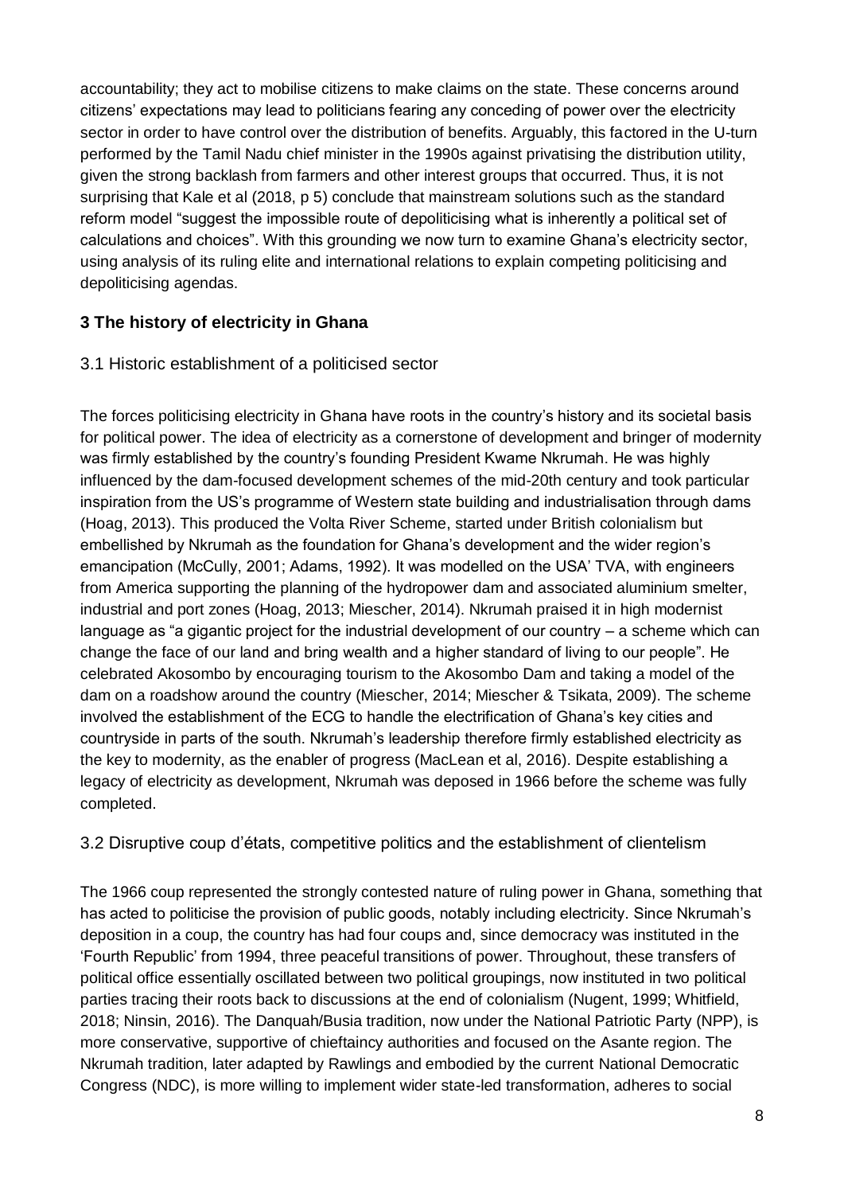accountability; they act to mobilise citizens to make claims on the state. These concerns around citizens' expectations may lead to politicians fearing any conceding of power over the electricity sector in order to have control over the distribution of benefits. Arguably, this factored in the U-turn performed by the Tamil Nadu chief minister in the 1990s against privatising the distribution utility, given the strong backlash from farmers and other interest groups that occurred. Thus, it is not surprising that Kale et al (2018, p 5) conclude that mainstream solutions such as the standard reform model "suggest the impossible route of depoliticising what is inherently a political set of calculations and choices". With this grounding we now turn to examine Ghana's electricity sector, using analysis of its ruling elite and international relations to explain competing politicising and depoliticising agendas.

## 3 The history of electricity in Ghana

### 3.1 Historic establishment of a politicised sector

The forces politicising electricity in Ghana have roots in the country's history and its societal basis for political power. The idea of electricity as a cornerstone of development and bringer of modernity was firmly established by the country's founding President Kwame Nkrumah. He was highly influenced by the dam-focused development schemes of the mid-20th century and took particular inspiration from the US's programme of Western state building and industrialisation through dams (Hoag, 2013). This produced the Volta River Scheme, started under British colonialism but embellished by Nkrumah as the foundation for Ghana's development and the wider region's emancipation (McCully, 2001; Adams, 1992). It was modelled on the USA' TVA, with engineers from America supporting the planning of the hydropower dam and associated aluminium smelter, industrial and port zones (Hoag, 2013; Miescher, 2014). Nkrumah praised it in high modernist language as "a gigantic project for the industrial development of our country – a scheme which can change the face of our land and bring wealth and a higher standard of living to our people". He celebrated Akosombo by encouraging tourism to the Akosombo Dam and taking a model of the dam on a roadshow around the country (Miescher, 2014; Miescher & Tsikata, 2009). The scheme involved the establishment of the ECG to handle the electrification of Ghana's key cities and countryside in parts of the south. Nkrumah's leadership therefore firmly established electricity as the key to modernity, as the enabler of progress (MacLean et al, 2016). Despite establishing a legacy of electricity as development, Nkrumah was deposed in 1966 before the scheme was fully completed.

### 3.2 Disruptive coup d'états, competitive politics and the establishment of clientelism

The 1966 coup represented the strongly contested nature of ruling power in Ghana, something that has acted to politicise the provision of public goods, notably including electricity. Since Nkrumah's deposition in a coup, the country has had four coups and, since democracy was instituted in the 'Fourth Republic' from 1994, three peaceful transitions of power. Throughout, these transfers of political office essentially oscillated between two political groupings, now instituted in two political parties tracing their roots back to discussions at the end of colonialism (Nugent, 1999; Whitfield, 2018; Ninsin, 2016). The Danquah/Busia tradition, now under the National Patriotic Party (NPP), is more conservative, supportive of chieftaincy authorities and focused on the Asante region. The Nkrumah tradition, later adapted by Rawlings and embodied by the current National Democratic Congress (NDC), is more willing to implement wider state-led transformation, adheres to social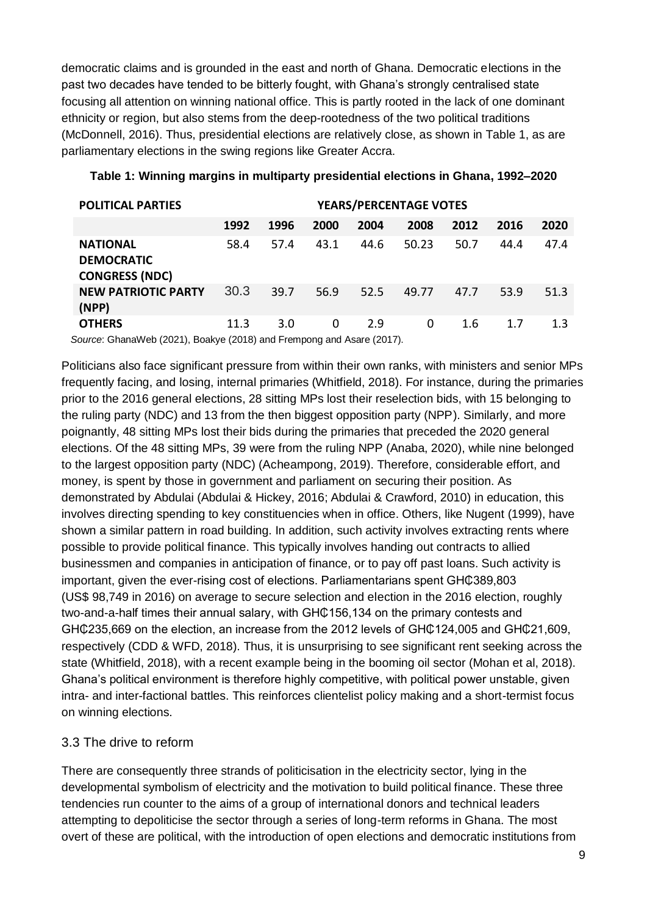democratic claims and is grounded in the east and north of Ghana. Democratic elections in the past two decades have tended to be bitterly fought, with Ghana's strongly centralised state focusing all attention on winning national office. This is partly rooted in the lack of one dominant ethnicity or region, but also stems from the deep-rootedness of the two political traditions (McDonnell, 2016). Thus, presidential elections are relatively close, as shown in Table 1, as are parliamentary elections in the swing regions like Greater Accra.

**Table 1: Winning margins in multiparty presidential elections in Ghana, 1992–2020**

| POLITICAL PARTIES | YEARS/PERCENTAGE VOTES | | | | | | | |
|---|---|---|---|---|---|---|---|---|
| | 1992 | 1996 | 2000 | 2004 | 2008 | 2012 | 2016 | 2020 |
| NATIONAL DEMOCRATIC CONGRESS (NDC) | 58.4 | 57.4 | 43.1 | 44.6 | 50.23 | 50.7 | 44.4 | 47.4 |
| NEW PATRIOTIC PARTY (NPP) | 30.3 | 39.7 | 56.9 | 52.5 | 49.77 | 47.7 | 53.9 | 51.3 |
| OTHERS | 11.3 | 3.0 | 0 | 2.9 | 0 | 1.6 | 1.7 | 1.3 |

*Source*: GhanaWeb (2021), Boakye (2018) and Frempong and Asare (2017).

Politicians also face significant pressure from within their own ranks, with ministers and senior MPs frequently facing, and losing, internal primaries (Whitfield, 2018). For instance, during the primaries prior to the 2016 general elections, 28 sitting MPs lost their reselection bids, with 15 belonging to the ruling party (NDC) and 13 from the then biggest opposition party (NPP). Similarly, and more poignantly, 48 sitting MPs lost their bids during the primaries that preceded the 2020 general elections. Of the 48 sitting MPs, 39 were from the ruling NPP (Anaba, 2020), while nine belonged to the largest opposition party (NDC) (Acheampong, 2019). Therefore, considerable effort, and money, is spent by those in government and parliament on securing their position. As demonstrated by Abdulai (Abdulai & Hickey, 2016; Abdulai & Crawford, 2010) in education, this involves directing spending to key constituencies when in office. Others, like Nugent (1999), have shown a similar pattern in road building. In addition, such activity involves extracting rents where possible to provide political finance. This typically involves handing out contracts to allied businessmen and companies in anticipation of finance, or to pay off past loans. Such activity is important, given the ever-rising cost of elections. Parliamentarians spent GH₵389,803 (US$ 98,749 in 2016) on average to secure selection and election in the 2016 election, roughly two-and-a-half times their annual salary, with GH₵156,134 on the primary contests and GH₵235,669 on the election, an increase from the 2012 levels of GH₵124,005 and GH₵21,609, respectively (CDD & WFD, 2018). Thus, it is unsurprising to see significant rent seeking across the state (Whitfield, 2018), with a recent example being in the booming oil sector (Mohan et al, 2018). Ghana's political environment is therefore highly competitive, with political power unstable, given intra- and inter-factional battles. This reinforces clientelist policy making and a short-termist focus on winning elections.

### 3.3 The drive to reform

There are consequently three strands of politicisation in the electricity sector, lying in the developmental symbolism of electricity and the motivation to build political finance. These three tendencies run counter to the aims of a group of international donors and technical leaders attempting to depoliticise the sector through a series of long-term reforms in Ghana. The most overt of these are political, with the introduction of open elections and democratic institutions from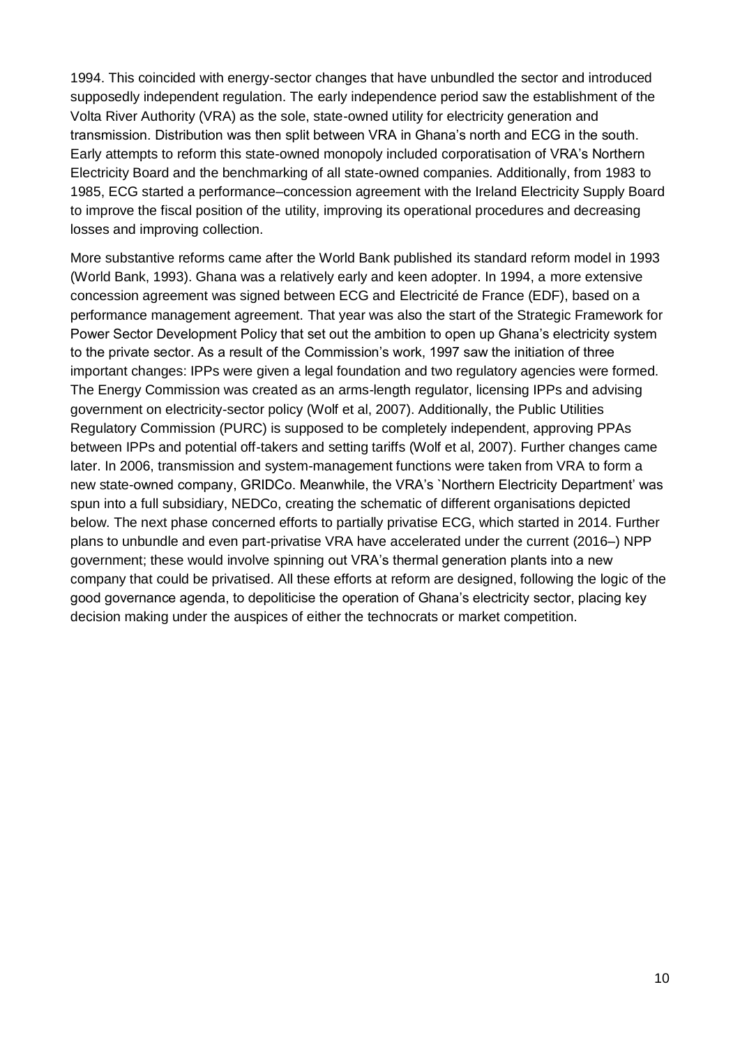1994. This coincided with energy-sector changes that have unbundled the sector and introduced supposedly independent regulation. The early independence period saw the establishment of the Volta River Authority (VRA) as the sole, state-owned utility for electricity generation and transmission. Distribution was then split between VRA in Ghana's north and ECG in the south. Early attempts to reform this state-owned monopoly included corporatisation of VRA's Northern Electricity Board and the benchmarking of all state-owned companies. Additionally, from 1983 to 1985, ECG started a performance–concession agreement with the Ireland Electricity Supply Board to improve the fiscal position of the utility, improving its operational procedures and decreasing losses and improving collection.

More substantive reforms came after the World Bank published its standard reform model in 1993 (World Bank, 1993). Ghana was a relatively early and keen adopter. In 1994, a more extensive concession agreement was signed between ECG and Electricité de France (EDF), based on a performance management agreement. That year was also the start of the Strategic Framework for Power Sector Development Policy that set out the ambition to open up Ghana's electricity system to the private sector. As a result of the Commission's work, 1997 saw the initiation of three important changes: IPPs were given a legal foundation and two regulatory agencies were formed. The Energy Commission was created as an arms-length regulator, licensing IPPs and advising government on electricity-sector policy (Wolf et al, 2007). Additionally, the Public Utilities Regulatory Commission (PURC) is supposed to be completely independent, approving PPAs between IPPs and potential off-takers and setting tariffs (Wolf et al, 2007). Further changes came later. In 2006, transmission and system-management functions were taken from VRA to form a new state-owned company, GRIDCo. Meanwhile, the VRA's `Northern Electricity Department' was spun into a full subsidiary, NEDCo, creating the schematic of different organisations depicted below. The next phase concerned efforts to partially privatise ECG, which started in 2014. Further plans to unbundle and even part-privatise VRA have accelerated under the current (2016–) NPP government; these would involve spinning out VRA's thermal generation plants into a new company that could be privatised. All these efforts at reform are designed, following the logic of the good governance agenda, to depoliticise the operation of Ghana's electricity sector, placing key decision making under the auspices of either the technocrats or market competition.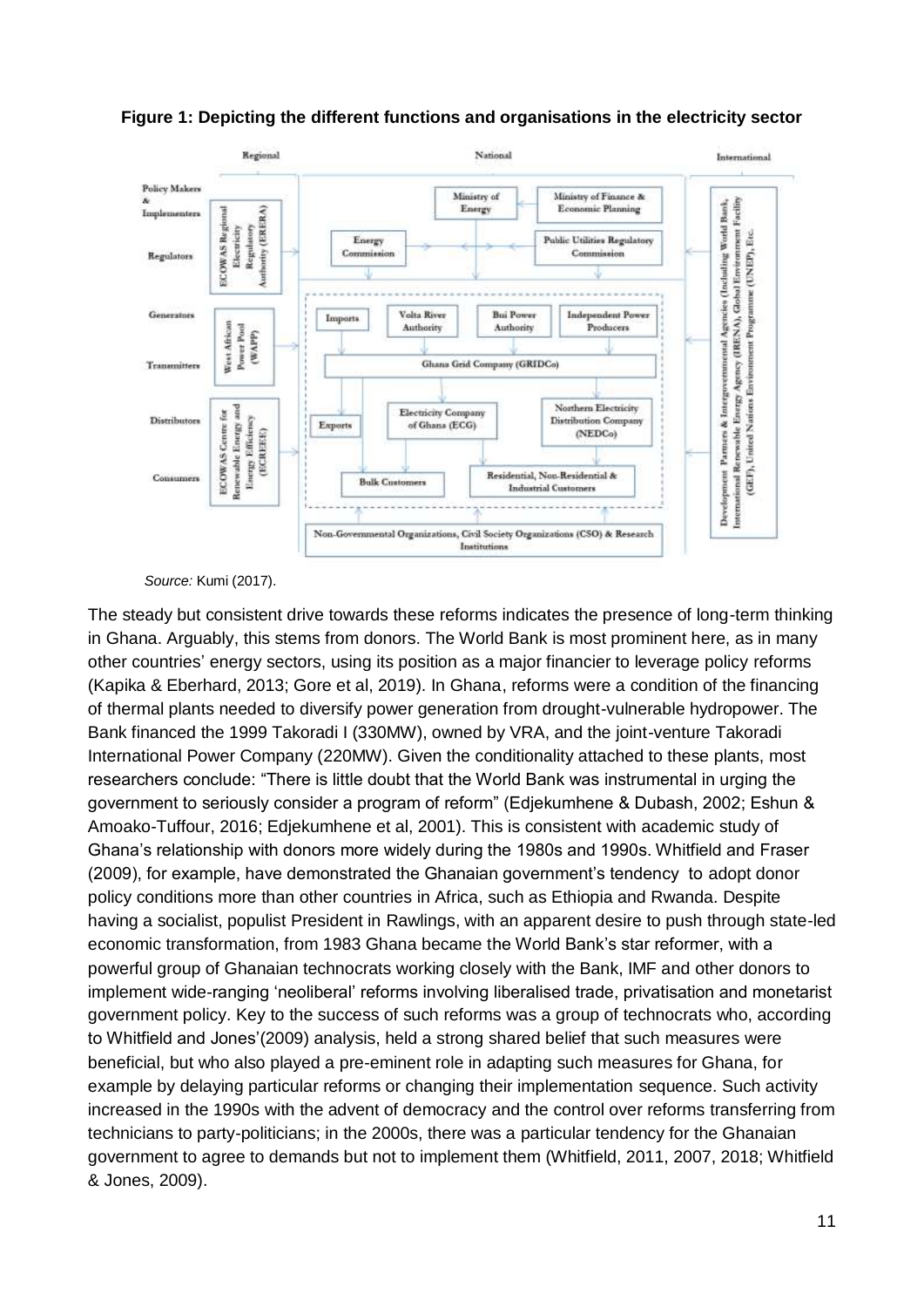**Figure 1: Depicting the different functions and organisations in the electricity sector**

*Source:* Kumi (2017).

The steady but consistent drive towards these reforms indicates the presence of long-term thinking in Ghana. Arguably, this stems from donors. The World Bank is most prominent here, as in many other countries' energy sectors, using its position as a major financier to leverage policy reforms (Kapika & Eberhard, 2013; Gore et al, 2019). In Ghana, reforms were a condition of the financing of thermal plants needed to diversify power generation from drought-vulnerable hydropower. The Bank financed the 1999 Takoradi I (330MW), owned by VRA, and the joint-venture Takoradi International Power Company (220MW). Given the conditionality attached to these plants, most researchers conclude: "There is little doubt that the World Bank was instrumental in urging the government to seriously consider a program of reform" (Edjekumhene & Dubash, 2002; Eshun & Amoako-Tuffour, 2016; Edjekumhene et al, 2001). This is consistent with academic study of Ghana's relationship with donors more widely during the 1980s and 1990s. Whitfield and Fraser (2009), for example, have demonstrated the Ghanaian government's tendency to adopt donor policy conditions more than other countries in Africa, such as Ethiopia and Rwanda. Despite having a socialist, populist President in Rawlings, with an apparent desire to push through state-led economic transformation, from 1983 Ghana became the World Bank's star reformer, with a powerful group of Ghanaian technocrats working closely with the Bank, IMF and other donors to implement wide-ranging 'neoliberal' reforms involving liberalised trade, privatisation and monetarist government policy. Key to the success of such reforms was a group of technocrats who, according to Whitfield and Jones'(2009) analysis, held a strong shared belief that such measures were beneficial, but who also played a pre-eminent role in adapting such measures for Ghana, for example by delaying particular reforms or changing their implementation sequence. Such activity increased in the 1990s with the advent of democracy and the control over reforms transferring from technicians to party-politicians; in the 2000s, there was a particular tendency for the Ghanaian government to agree to demands but not to implement them (Whitfield, 2011, 2007, 2018; Whitfield & Jones, 2009).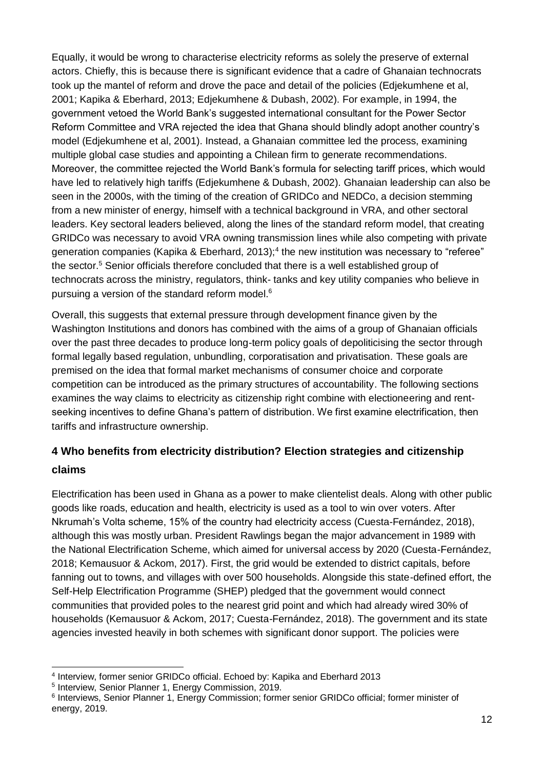Equally, it would be wrong to characterise electricity reforms as solely the preserve of external actors. Chiefly, this is because there is significant evidence that a cadre of Ghanaian technocrats took up the mantel of reform and drove the pace and detail of the policies (Edjekumhene et al, 2001; Kapika & Eberhard, 2013; Edjekumhene & Dubash, 2002). For example, in 1994, the government vetoed the World Bank's suggested international consultant for the Power Sector Reform Committee and VRA rejected the idea that Ghana should blindly adopt another country's model (Edjekumhene et al, 2001). Instead, a Ghanaian committee led the process, examining multiple global case studies and appointing a Chilean firm to generate recommendations. Moreover, the committee rejected the World Bank's formula for selecting tariff prices, which would have led to relatively high tariffs (Edjekumhene & Dubash, 2002). Ghanaian leadership can also be seen in the 2000s, with the timing of the creation of GRIDCo and NEDCo, a decision stemming from a new minister of energy, himself with a technical background in VRA, and other sectoral leaders. Key sectoral leaders believed, along the lines of the standard reform model, that creating GRIDCo was necessary to avoid VRA owning transmission lines while also competing with private generation companies (Kapika & Eberhard, 2013);[4] the new institution was necessary to "referee" the sector.[5] Senior officials therefore concluded that there is a well established group of technocrats across the ministry, regulators, think- tanks and key utility companies who believe in pursuing a version of the standard reform model.[6]

Overall, this suggests that external pressure through development finance given by the Washington Institutions and donors has combined with the aims of a group of Ghanaian officials over the past three decades to produce long-term policy goals of depoliticising the sector through formal legally based regulation, unbundling, corporatisation and privatisation. These goals are premised on the idea that formal market mechanisms of consumer choice and corporate competition can be introduced as the primary structures of accountability. The following sections examines the way claims to electricity as citizenship right combine with electioneering and rent-seeking incentives to define Ghana's pattern of distribution. We first examine electrification, then tariffs and infrastructure ownership.

## 4 Who benefits from electricity distribution? Election strategies and citizenship claims

Electrification has been used in Ghana as a power to make clientelist deals. Along with other public goods like roads, education and health, electricity is used as a tool to win over voters. After Nkrumah's Volta scheme, 15% of the country had electricity access (Cuesta-Fernández, 2018), although this was mostly urban. President Rawlings began the major advancement in 1989 with the National Electrification Scheme, which aimed for universal access by 2020 (Cuesta-Fernández, 2018; Kemausuor & Ackom, 2017). First, the grid would be extended to district capitals, before fanning out to towns, and villages with over 500 households. Alongside this state-defined effort, the Self-Help Electrification Programme (SHEP) pledged that the government would connect communities that provided poles to the nearest grid point and which had already wired 30% of households (Kemausuor & Ackom, 2017; Cuesta-Fernández, 2018). The government and its state agencies invested heavily in both schemes with significant donor support. The policies were

[4] Interview, former senior GRIDCo official. Echoed by: Kapika and Eberhard 2013

[5] Interview, Senior Planner 1, Energy Commission, 2019.

[6] Interviews, Senior Planner 1, Energy Commission; former senior GRIDCo official; former minister of energy, 2019.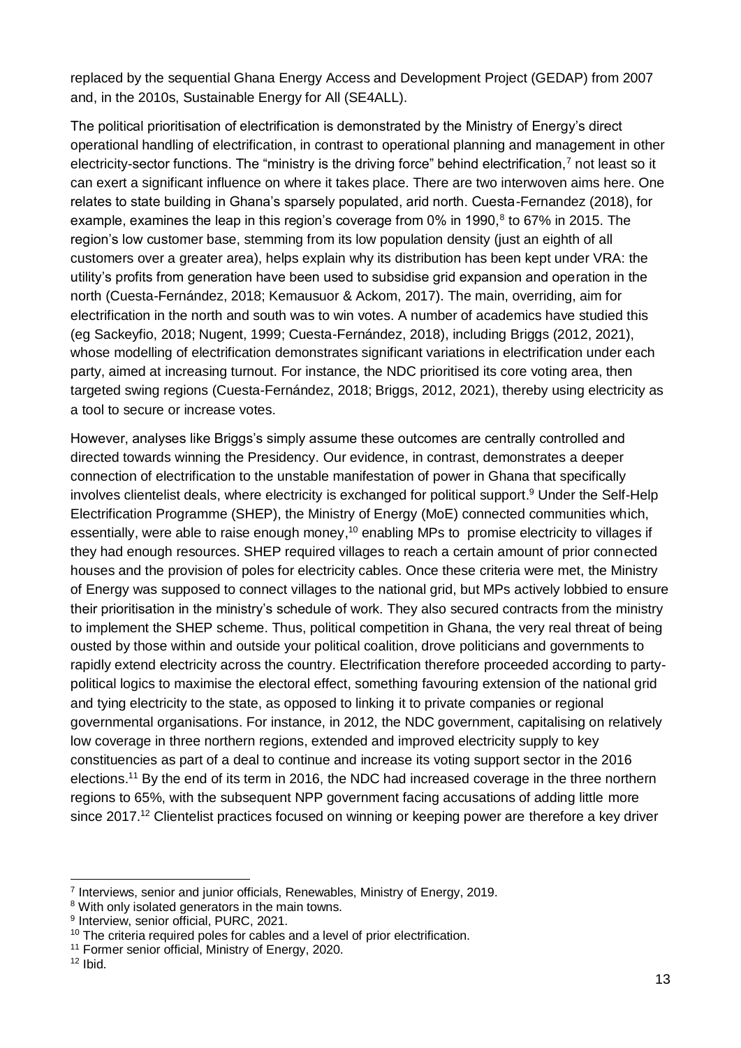replaced by the sequential Ghana Energy Access and Development Project (GEDAP) from 2007 and, in the 2010s, Sustainable Energy for All (SE4ALL).

The political prioritisation of electrification is demonstrated by the Ministry of Energy's direct operational handling of electrification, in contrast to operational planning and management in other electricity-sector functions. The "ministry is the driving force" behind electrification,[7] not least so it can exert a significant influence on where it takes place. There are two interwoven aims here. One relates to state building in Ghana's sparsely populated, arid north. Cuesta-Fernandez (2018), for example, examines the leap in this region's coverage from 0% in 1990,[8] to 67% in 2015. The region's low customer base, stemming from its low population density (just an eighth of all customers over a greater area), helps explain why its distribution has been kept under VRA: the utility's profits from generation have been used to subsidise grid expansion and operation in the north (Cuesta-Fernández, 2018; Kemausuor & Ackom, 2017). The main, overriding, aim for electrification in the north and south was to win votes. A number of academics have studied this (eg Sackeyfio, 2018; Nugent, 1999; Cuesta-Fernández, 2018), including Briggs (2012, 2021), whose modelling of electrification demonstrates significant variations in electrification under each party, aimed at increasing turnout. For instance, the NDC prioritised its core voting area, then targeted swing regions (Cuesta-Fernández, 2018; Briggs, 2012, 2021), thereby using electricity as a tool to secure or increase votes.

However, analyses like Briggs's simply assume these outcomes are centrally controlled and directed towards winning the Presidency. Our evidence, in contrast, demonstrates a deeper connection of electrification to the unstable manifestation of power in Ghana that specifically involves clientelist deals, where electricity is exchanged for political support.[9] Under the Self-Help Electrification Programme (SHEP), the Ministry of Energy (MoE) connected communities which, essentially, were able to raise enough money,[10] enabling MPs to promise electricity to villages if they had enough resources. SHEP required villages to reach a certain amount of prior connected houses and the provision of poles for electricity cables. Once these criteria were met, the Ministry of Energy was supposed to connect villages to the national grid, but MPs actively lobbied to ensure their prioritisation in the ministry's schedule of work. They also secured contracts from the ministry to implement the SHEP scheme. Thus, political competition in Ghana, the very real threat of being ousted by those within and outside your political coalition, drove politicians and governments to rapidly extend electricity across the country. Electrification therefore proceeded according to party-political logics to maximise the electoral effect, something favouring extension of the national grid and tying electricity to the state, as opposed to linking it to private companies or regional governmental organisations. For instance, in 2012, the NDC government, capitalising on relatively low coverage in three northern regions, extended and improved electricity supply to key constituencies as part of a deal to continue and increase its voting support sector in the 2016 elections.[11] By the end of its term in 2016, the NDC had increased coverage in the three northern regions to 65%, with the subsequent NPP government facing accusations of adding little more since 2017.[12] Clientelist practices focused on winning or keeping power are therefore a key driver

---

[7] Interviews, senior and junior officials, Renewables, Ministry of Energy, 2019.

[8] With only isolated generators in the main towns.

[9] Interview, senior official, PURC, 2021.

[10] The criteria required poles for cables and a level of prior electrification.

[11] Former senior official, Ministry of Energy, 2020.

[12] Ibid.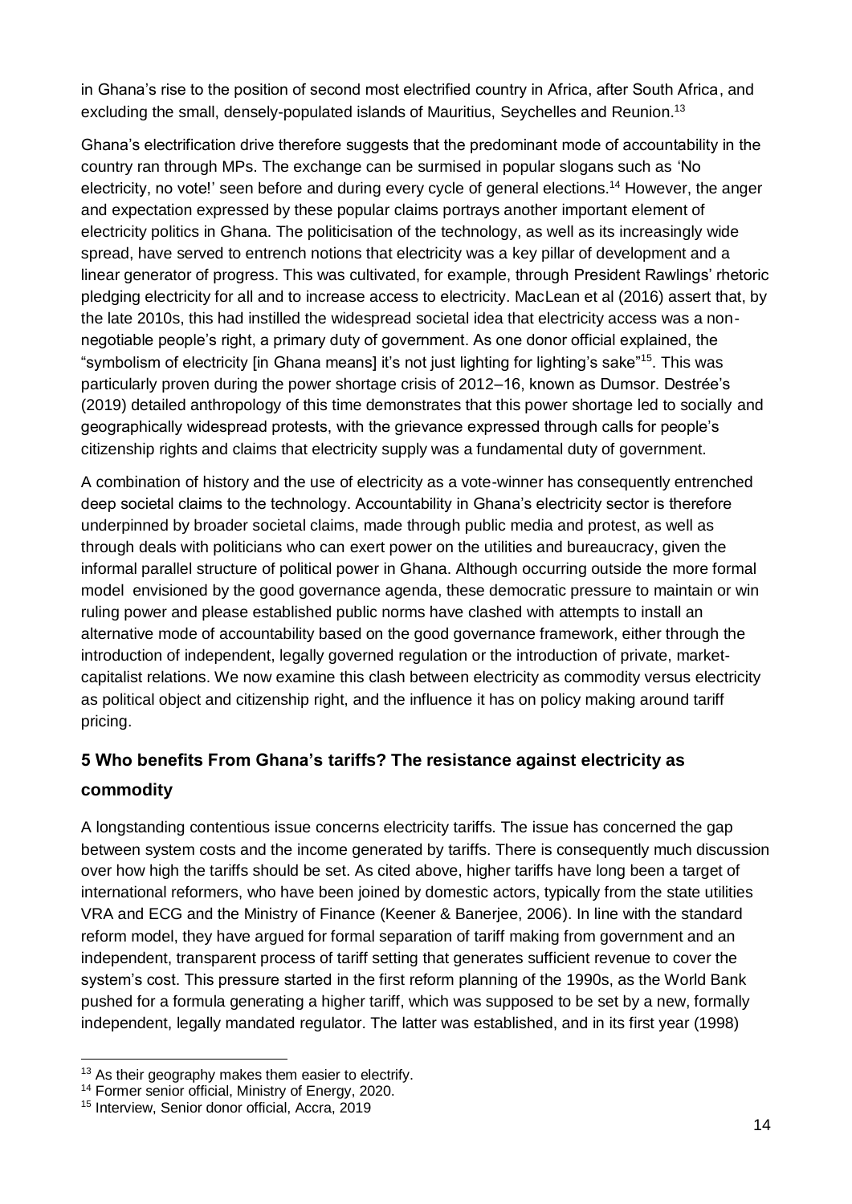in Ghana's rise to the position of second most electrified country in Africa, after South Africa, and excluding the small, densely-populated islands of Mauritius, Seychelles and Reunion.[13]

Ghana's electrification drive therefore suggests that the predominant mode of accountability in the country ran through MPs. The exchange can be surmised in popular slogans such as 'No electricity, no vote!' seen before and during every cycle of general elections.[14] However, the anger and expectation expressed by these popular claims portrays another important element of electricity politics in Ghana. The politicisation of the technology, as well as its increasingly wide spread, have served to entrench notions that electricity was a key pillar of development and a linear generator of progress. This was cultivated, for example, through President Rawlings' rhetoric pledging electricity for all and to increase access to electricity. MacLean et al (2016) assert that, by the late 2010s, this had instilled the widespread societal idea that electricity access was a non-negotiable people's right, a primary duty of government. As one donor official explained, the "symbolism of electricity [in Ghana means] it's not just lighting for lighting's sake"[15]. This was particularly proven during the power shortage crisis of 2012–16, known as Dumsor. Destrée's (2019) detailed anthropology of this time demonstrates that this power shortage led to socially and geographically widespread protests, with the grievance expressed through calls for people's citizenship rights and claims that electricity supply was a fundamental duty of government.

A combination of history and the use of electricity as a vote-winner has consequently entrenched deep societal claims to the technology. Accountability in Ghana's electricity sector is therefore underpinned by broader societal claims, made through public media and protest, as well as through deals with politicians who can exert power on the utilities and bureaucracy, given the informal parallel structure of political power in Ghana. Although occurring outside the more formal model envisioned by the good governance agenda, these democratic pressure to maintain or win ruling power and please established public norms have clashed with attempts to install an alternative mode of accountability based on the good governance framework, either through the introduction of independent, legally governed regulation or the introduction of private, market-capitalist relations. We now examine this clash between electricity as commodity versus electricity as political object and citizenship right, and the influence it has on policy making around tariff pricing.

## 5 Who benefits From Ghana's tariffs? The resistance against electricity as commodity

A longstanding contentious issue concerns electricity tariffs. The issue has concerned the gap between system costs and the income generated by tariffs. There is consequently much discussion over how high the tariffs should be set. As cited above, higher tariffs have long been a target of international reformers, who have been joined by domestic actors, typically from the state utilities VRA and ECG and the Ministry of Finance (Keener & Banerjee, 2006). In line with the standard reform model, they have argued for formal separation of tariff making from government and an independent, transparent process of tariff setting that generates sufficient revenue to cover the system's cost. This pressure started in the first reform planning of the 1990s, as the World Bank pushed for a formula generating a higher tariff, which was supposed to be set by a new, formally independent, legally mandated regulator. The latter was established, and in its first year (1998)

[13] As their geography makes them easier to electrify.

[14] Former senior official, Ministry of Energy, 2020.

[15] Interview, Senior donor official, Accra, 2019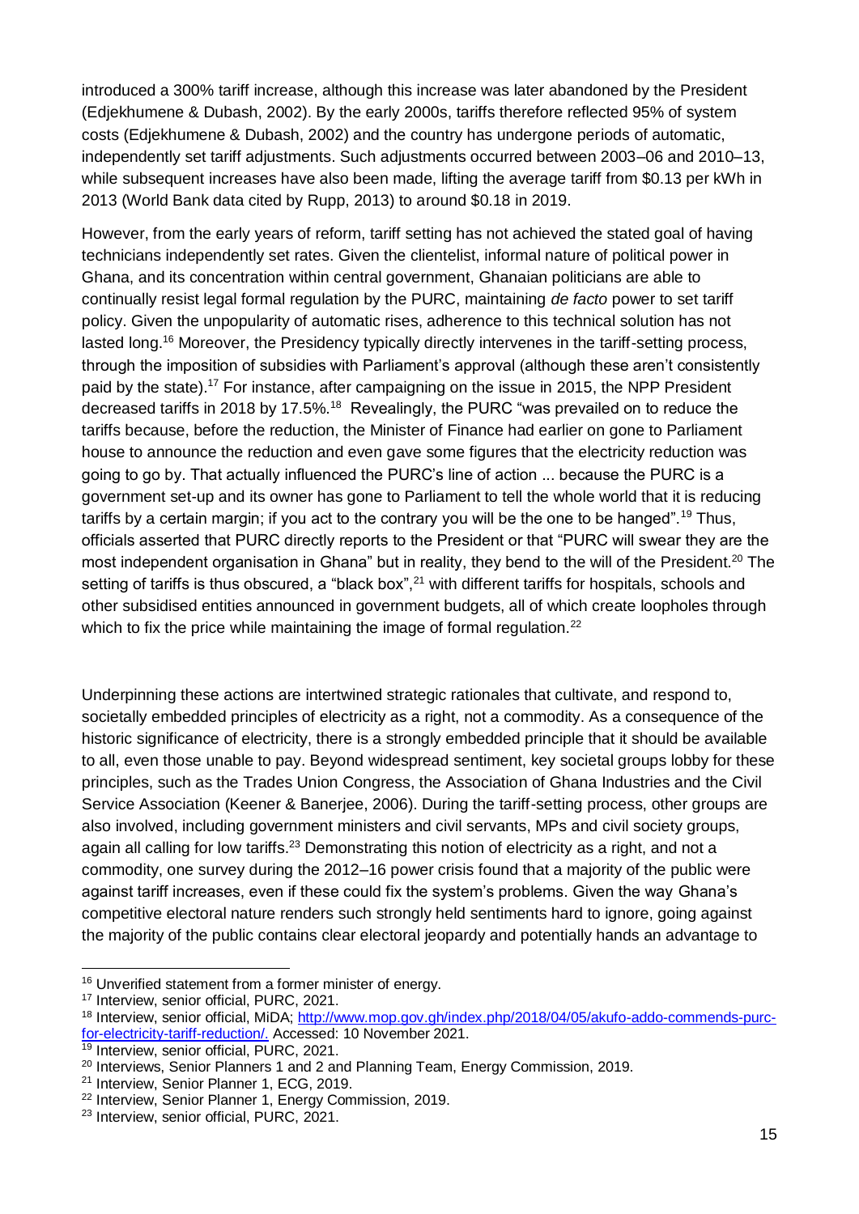introduced a 300% tariff increase, although this increase was later abandoned by the President (Edjekhumene & Dubash, 2002). By the early 2000s, tariffs therefore reflected 95% of system costs (Edjekhumene & Dubash, 2002) and the country has undergone periods of automatic, independently set tariff adjustments. Such adjustments occurred between 2003–06 and 2010–13, while subsequent increases have also been made, lifting the average tariff from $0.13 per kWh in 2013 (World Bank data cited by Rupp, 2013) to around $0.18 in 2019.

However, from the early years of reform, tariff setting has not achieved the stated goal of having technicians independently set rates. Given the clientelist, informal nature of political power in Ghana, and its concentration within central government, Ghanaian politicians are able to continually resist legal formal regulation by the PURC, maintaining *de facto* power to set tariff policy. Given the unpopularity of automatic rises, adherence to this technical solution has not lasted long.[16] Moreover, the Presidency typically directly intervenes in the tariff-setting process, through the imposition of subsidies with Parliament's approval (although these aren't consistently paid by the state).[17] For instance, after campaigning on the issue in 2015, the NPP President decreased tariffs in 2018 by 17.5%.[18] Revealingly, the PURC "was prevailed on to reduce the tariffs because, before the reduction, the Minister of Finance had earlier on gone to Parliament house to announce the reduction and even gave some figures that the electricity reduction was going to go by. That actually influenced the PURC's line of action ... because the PURC is a government set-up and its owner has gone to Parliament to tell the whole world that it is reducing tariffs by a certain margin; if you act to the contrary you will be the one to be hanged".[19] Thus, officials asserted that PURC directly reports to the President or that "PURC will swear they are the most independent organisation in Ghana" but in reality, they bend to the will of the President.[20] The setting of tariffs is thus obscured, a "black box",[21] with different tariffs for hospitals, schools and other subsidised entities announced in government budgets, all of which create loopholes through which to fix the price while maintaining the image of formal regulation.[22]

Underpinning these actions are intertwined strategic rationales that cultivate, and respond to, societally embedded principles of electricity as a right, not a commodity. As a consequence of the historic significance of electricity, there is a strongly embedded principle that it should be available to all, even those unable to pay. Beyond widespread sentiment, key societal groups lobby for these principles, such as the Trades Union Congress, the Association of Ghana Industries and the Civil Service Association (Keener & Banerjee, 2006). During the tariff-setting process, other groups are also involved, including government ministers and civil servants, MPs and civil society groups, again all calling for low tariffs.[23] Demonstrating this notion of electricity as a right, and not a commodity, one survey during the 2012–16 power crisis found that a majority of the public were against tariff increases, even if these could fix the system's problems. Given the way Ghana's competitive electoral nature renders such strongly held sentiments hard to ignore, going against the majority of the public contains clear electoral jeopardy and potentially hands an advantage to

---

[16] Unverified statement from a former minister of energy.

[17] Interview, senior official, PURC, 2021.

[18] Interview, senior official, MiDA; http://www.mop.gov.gh/index.php/2018/04/05/akufo-addo-commends-purc-for-electricity-tariff-reduction/. Accessed: 10 November 2021.

[19] Interview, senior official, PURC, 2021.

[20] Interviews, Senior Planners 1 and 2 and Planning Team, Energy Commission, 2019.

[21] Interview, Senior Planner 1, ECG, 2019.

[22] Interview, Senior Planner 1, Energy Commission, 2019.

[23] Interview, senior official, PURC, 2021.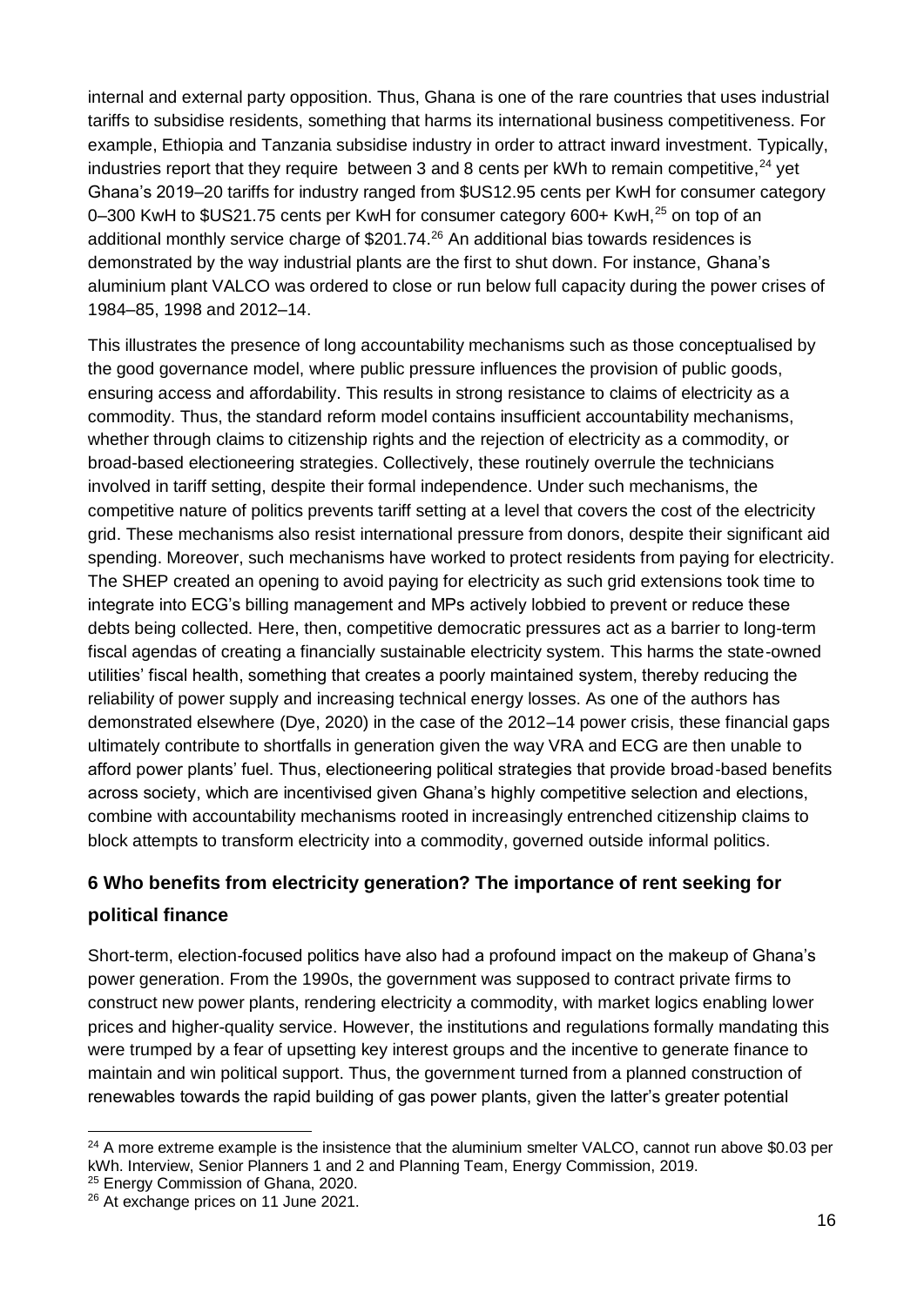internal and external party opposition. Thus, Ghana is one of the rare countries that uses industrial tariffs to subsidise residents, something that harms its international business competitiveness. For example, Ethiopia and Tanzania subsidise industry in order to attract inward investment. Typically, industries report that they require between 3 and 8 cents per kWh to remain competitive,[24] yet Ghana's 2019–20 tariffs for industry ranged from $US12.95 cents per KwH for consumer category 0–300 KwH to $US21.75 cents per KwH for consumer category 600+ KwH,[25] on top of an additional monthly service charge of $201.74.[26] An additional bias towards residences is demonstrated by the way industrial plants are the first to shut down. For instance, Ghana's aluminium plant VALCO was ordered to close or run below full capacity during the power crises of 1984–85, 1998 and 2012–14.

This illustrates the presence of long accountability mechanisms such as those conceptualised by the good governance model, where public pressure influences the provision of public goods, ensuring access and affordability. This results in strong resistance to claims of electricity as a commodity. Thus, the standard reform model contains insufficient accountability mechanisms, whether through claims to citizenship rights and the rejection of electricity as a commodity, or broad-based electioneering strategies. Collectively, these routinely overrule the technicians involved in tariff setting, despite their formal independence. Under such mechanisms, the competitive nature of politics prevents tariff setting at a level that covers the cost of the electricity grid. These mechanisms also resist international pressure from donors, despite their significant aid spending. Moreover, such mechanisms have worked to protect residents from paying for electricity. The SHEP created an opening to avoid paying for electricity as such grid extensions took time to integrate into ECG's billing management and MPs actively lobbied to prevent or reduce these debts being collected. Here, then, competitive democratic pressures act as a barrier to long-term fiscal agendas of creating a financially sustainable electricity system. This harms the state-owned utilities' fiscal health, something that creates a poorly maintained system, thereby reducing the reliability of power supply and increasing technical energy losses. As one of the authors has demonstrated elsewhere (Dye, 2020) in the case of the 2012–14 power crisis, these financial gaps ultimately contribute to shortfalls in generation given the way VRA and ECG are then unable to afford power plants' fuel. Thus, electioneering political strategies that provide broad-based benefits across society, which are incentivised given Ghana's highly competitive selection and elections, combine with accountability mechanisms rooted in increasingly entrenched citizenship claims to block attempts to transform electricity into a commodity, governed outside informal politics.

## 6 Who benefits from electricity generation? The importance of rent seeking for political finance

Short-term, election-focused politics have also had a profound impact on the makeup of Ghana's power generation. From the 1990s, the government was supposed to contract private firms to construct new power plants, rendering electricity a commodity, with market logics enabling lower prices and higher-quality service. However, the institutions and regulations formally mandating this were trumped by a fear of upsetting key interest groups and the incentive to generate finance to maintain and win political support. Thus, the government turned from a planned construction of renewables towards the rapid building of gas power plants, given the latter's greater potential

---

[24] A more extreme example is the insistence that the aluminium smelter VALCO, cannot run above $0.03 per kWh. Interview, Senior Planners 1 and 2 and Planning Team, Energy Commission, 2019.

[25] Energy Commission of Ghana, 2020.

[26] At exchange prices on 11 June 2021.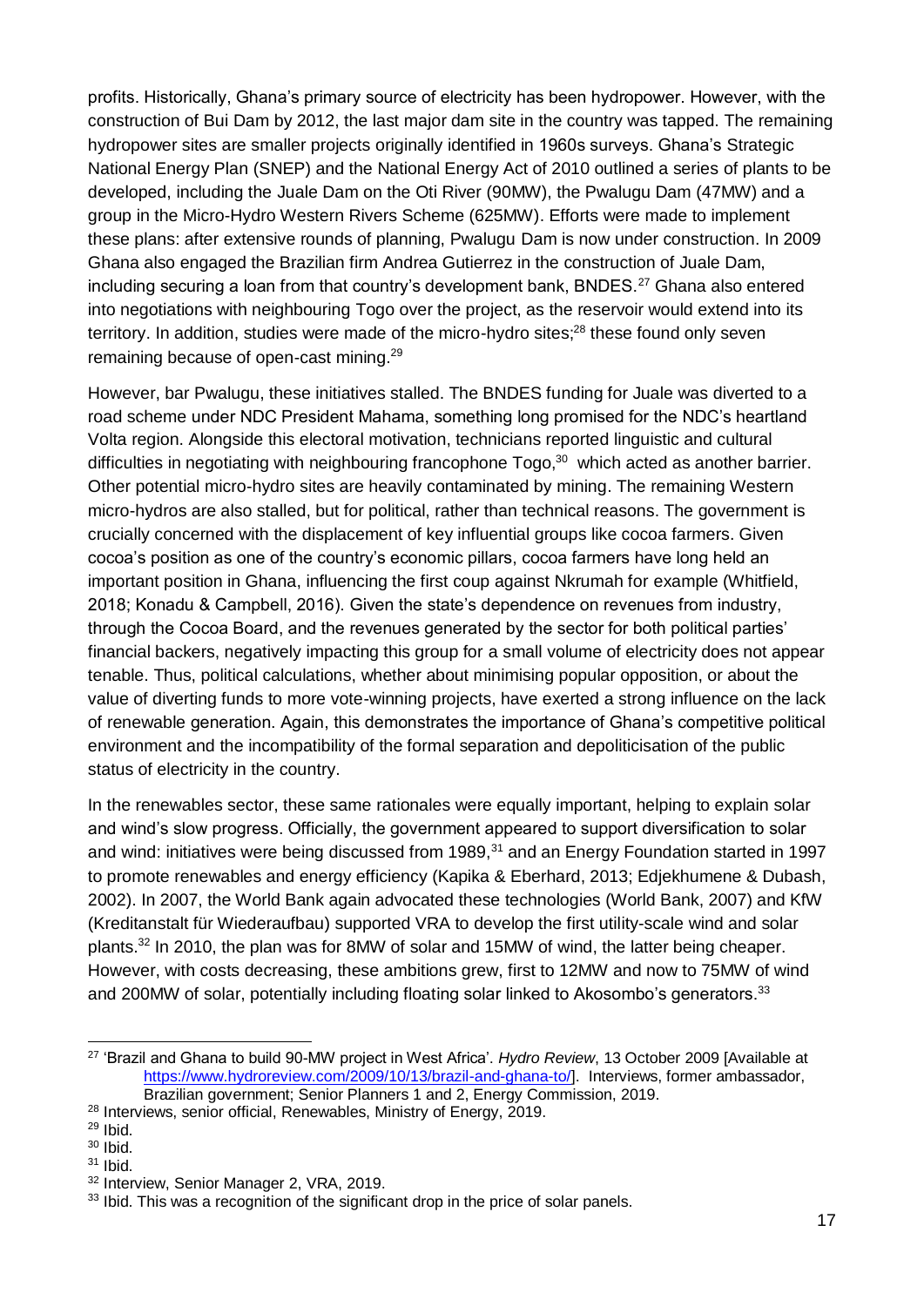profits. Historically, Ghana's primary source of electricity has been hydropower. However, with the construction of Bui Dam by 2012, the last major dam site in the country was tapped. The remaining hydropower sites are smaller projects originally identified in 1960s surveys. Ghana's Strategic National Energy Plan (SNEP) and the National Energy Act of 2010 outlined a series of plants to be developed, including the Juale Dam on the Oti River (90MW), the Pwalugu Dam (47MW) and a group in the Micro-Hydro Western Rivers Scheme (625MW). Efforts were made to implement these plans: after extensive rounds of planning, Pwalugu Dam is now under construction. In 2009 Ghana also engaged the Brazilian firm Andrea Gutierrez in the construction of Juale Dam, including securing a loan from that country's development bank, BNDES.[27] Ghana also entered into negotiations with neighbouring Togo over the project, as the reservoir would extend into its territory. In addition, studies were made of the micro-hydro sites;[28] these found only seven remaining because of open-cast mining.[29]

However, bar Pwalugu, these initiatives stalled. The BNDES funding for Juale was diverted to a road scheme under NDC President Mahama, something long promised for the NDC's heartland Volta region. Alongside this electoral motivation, technicians reported linguistic and cultural difficulties in negotiating with neighbouring francophone Togo,[30] which acted as another barrier. Other potential micro-hydro sites are heavily contaminated by mining. The remaining Western micro-hydros are also stalled, but for political, rather than technical reasons. The government is crucially concerned with the displacement of key influential groups like cocoa farmers. Given cocoa's position as one of the country's economic pillars, cocoa farmers have long held an important position in Ghana, influencing the first coup against Nkrumah for example (Whitfield, 2018; Konadu & Campbell, 2016). Given the state's dependence on revenues from industry, through the Cocoa Board, and the revenues generated by the sector for both political parties' financial backers, negatively impacting this group for a small volume of electricity does not appear tenable. Thus, political calculations, whether about minimising popular opposition, or about the value of diverting funds to more vote-winning projects, have exerted a strong influence on the lack of renewable generation. Again, this demonstrates the importance of Ghana's competitive political environment and the incompatibility of the formal separation and depoliticisation of the public status of electricity in the country.

In the renewables sector, these same rationales were equally important, helping to explain solar and wind's slow progress. Officially, the government appeared to support diversification to solar and wind: initiatives were being discussed from 1989,[31] and an Energy Foundation started in 1997 to promote renewables and energy efficiency (Kapika & Eberhard, 2013; Edjekhumene & Dubash, 2002). In 2007, the World Bank again advocated these technologies (World Bank, 2007) and KfW (Kreditanstalt für Wiederaufbau) supported VRA to develop the first utility-scale wind and solar plants.[32] In 2010, the plan was for 8MW of solar and 15MW of wind, the latter being cheaper. However, with costs decreasing, these ambitions grew, first to 12MW and now to 75MW of wind and 200MW of solar, potentially including floating solar linked to Akosombo's generators.[33]

---

[27] 'Brazil and Ghana to build 90-MW project in West Africa'. *Hydro Review*, 13 October 2009 [Available at https://www.hydroreview.com/2009/10/13/brazil-and-ghana-to/]. Interviews, former ambassador, Brazilian government; Senior Planners 1 and 2, Energy Commission, 2019.

[28] Interviews, senior official, Renewables, Ministry of Energy, 2019.

[29] Ibid.

[30] Ibid.

[31] Ibid.

[32] Interview, Senior Manager 2, VRA, 2019.

[33] Ibid. This was a recognition of the significant drop in the price of solar panels.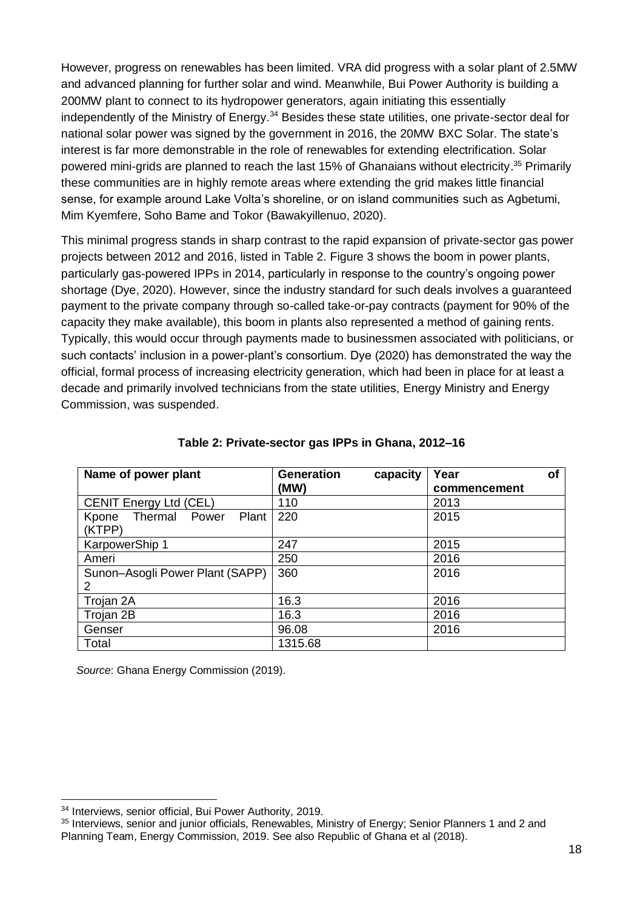However, progress on renewables has been limited. VRA did progress with a solar plant of 2.5MW and advanced planning for further solar and wind. Meanwhile, Bui Power Authority is building a 200MW plant to connect to its hydropower generators, again initiating this essentially independently of the Ministry of Energy.[34] Besides these state utilities, one private-sector deal for national solar power was signed by the government in 2016, the 20MW BXC Solar. The state's interest is far more demonstrable in the role of renewables for extending electrification. Solar powered mini-grids are planned to reach the last 15% of Ghanaians without electricity.[35] Primarily these communities are in highly remote areas where extending the grid makes little financial sense, for example around Lake Volta's shoreline, or on island communities such as Agbetumi, Mim Kyemfere, Soho Bame and Tokor (Bawakyillenuo, 2020).

This minimal progress stands in sharp contrast to the rapid expansion of private-sector gas power projects between 2012 and 2016, listed in Table 2. Figure 3 shows the boom in power plants, particularly gas-powered IPPs in 2014, particularly in response to the country's ongoing power shortage (Dye, 2020). However, since the industry standard for such deals involves a guaranteed payment to the private company through so-called take-or-pay contracts (payment for 90% of the capacity they make available), this boom in plants also represented a method of gaining rents. Typically, this would occur through payments made to businessmen associated with politicians, or such contacts' inclusion in a power-plant's consortium. Dye (2020) has demonstrated the way the official, formal process of increasing electricity generation, which had been in place for at least a decade and primarily involved technicians from the state utilities, Energy Ministry and Energy Commission, was suspended.

**Table 2: Private-sector gas IPPs in Ghana, 2012–16**

| Name of power plant | Generation capacity (MW) | Year of commencement |
|---|---|---|
| CENIT Energy Ltd (CEL) | 110 | 2013 |
| Kpone Thermal Power Plant (KTPP) | 220 | 2015 |
| KarpowerShip 1 | 247 | 2015 |
| Ameri | 250 | 2016 |
| Sunon–Asogli Power Plant (SAPP) 2 | 360 | 2016 |
| Trojan 2A | 16.3 | 2016 |
| Trojan 2B | 16.3 | 2016 |
| Genser | 96.08 | 2016 |
| Total | 1315.68 | |

*Source*: Ghana Energy Commission (2019).

[34] Interviews, senior official, Bui Power Authority, 2019.

[35] Interviews, senior and junior officials, Renewables, Ministry of Energy; Senior Planners 1 and 2 and Planning Team, Energy Commission, 2019. See also Republic of Ghana et al (2018).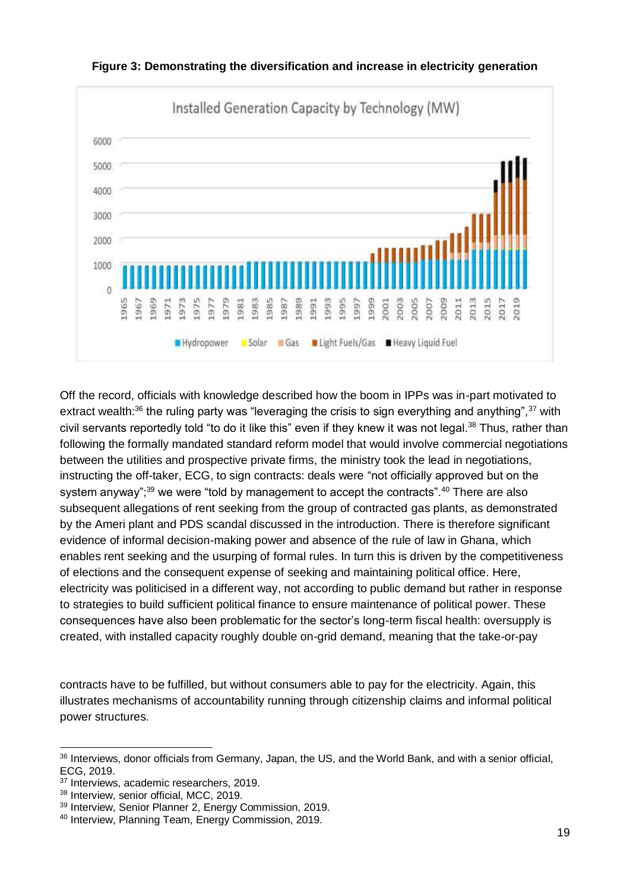**Figure 3: Demonstrating the diversification and increase in electricity generation**

Off the record, officials with knowledge described how the boom in IPPs was in-part motivated to extract wealth:[36] the ruling party was "leveraging the crisis to sign everything and anything",[37] with civil servants reportedly told "to do it like this" even if they knew it was not legal.[38] Thus, rather than following the formally mandated standard reform model that would involve commercial negotiations between the utilities and prospective private firms, the ministry took the lead in negotiations, instructing the off-taker, ECG, to sign contracts: deals were "not officially approved but on the system anyway";[39] we were "told by management to accept the contracts".[40] There are also subsequent allegations of rent seeking from the group of contracted gas plants, as demonstrated by the Ameri plant and PDS scandal discussed in the introduction. There is therefore significant evidence of informal decision-making power and absence of the rule of law in Ghana, which enables rent seeking and the usurping of formal rules. In turn this is driven by the competitiveness of elections and the consequent expense of seeking and maintaining political office. Here, electricity was politicised in a different way, not according to public demand but rather in response to strategies to build sufficient political finance to ensure maintenance of political power. These consequences have also been problematic for the sector's long-term fiscal health: oversupply is created, with installed capacity roughly double on-grid demand, meaning that the take-or-pay contracts have to be fulfilled, but without consumers able to pay for the electricity. Again, this illustrates mechanisms of accountability running through citizenship claims and informal political power structures.

---

[36] Interviews, donor officials from Germany, Japan, the US, and the World Bank, and with a senior official, ECG, 2019.

[37] Interviews, academic researchers, 2019.

[38] Interview, senior official, MCC, 2019.

[39] Interview, Senior Planner 2, Energy Commission, 2019.

[40] Interview, Planning Team, Energy Commission, 2019.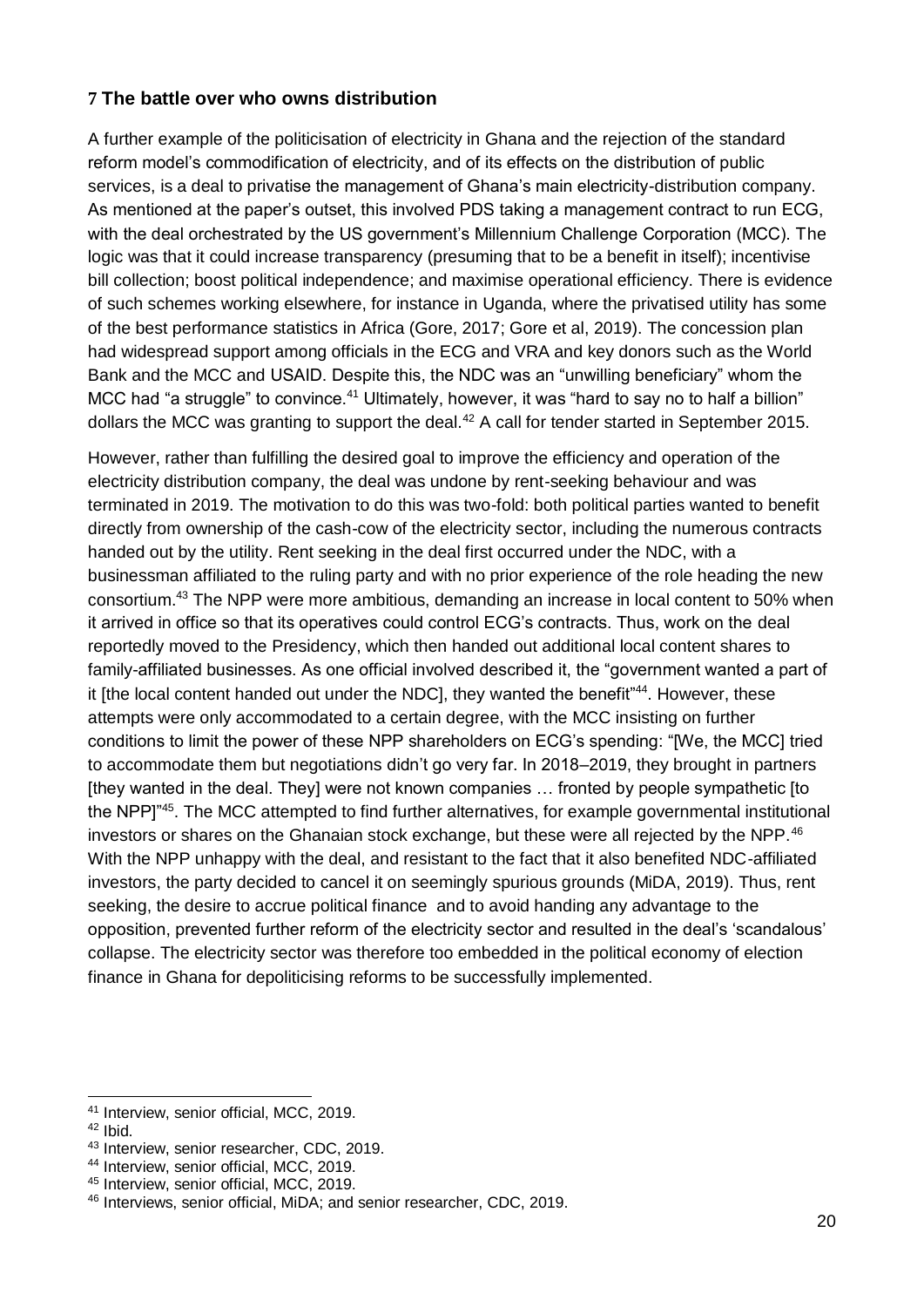## 7 The battle over who owns distribution

A further example of the politicisation of electricity in Ghana and the rejection of the standard reform model's commodification of electricity, and of its effects on the distribution of public services, is a deal to privatise the management of Ghana's main electricity-distribution company. As mentioned at the paper's outset, this involved PDS taking a management contract to run ECG, with the deal orchestrated by the US government's Millennium Challenge Corporation (MCC). The logic was that it could increase transparency (presuming that to be a benefit in itself); incentivise bill collection; boost political independence; and maximise operational efficiency. There is evidence of such schemes working elsewhere, for instance in Uganda, where the privatised utility has some of the best performance statistics in Africa (Gore, 2017; Gore et al, 2019). The concession plan had widespread support among officials in the ECG and VRA and key donors such as the World Bank and the MCC and USAID. Despite this, the NDC was an "unwilling beneficiary" whom the MCC had "a struggle" to convince.[41] Ultimately, however, it was "hard to say no to half a billion" dollars the MCC was granting to support the deal.[42] A call for tender started in September 2015.

However, rather than fulfilling the desired goal to improve the efficiency and operation of the electricity distribution company, the deal was undone by rent-seeking behaviour and was terminated in 2019. The motivation to do this was two-fold: both political parties wanted to benefit directly from ownership of the cash-cow of the electricity sector, including the numerous contracts handed out by the utility. Rent seeking in the deal first occurred under the NDC, with a businessman affiliated to the ruling party and with no prior experience of the role heading the new consortium.[43] The NPP were more ambitious, demanding an increase in local content to 50% when it arrived in office so that its operatives could control ECG's contracts. Thus, work on the deal reportedly moved to the Presidency, which then handed out additional local content shares to family-affiliated businesses. As one official involved described it, the "government wanted a part of it [the local content handed out under the NDC], they wanted the benefit"[44]. However, these attempts were only accommodated to a certain degree, with the MCC insisting on further conditions to limit the power of these NPP shareholders on ECG's spending: "[We, the MCC] tried to accommodate them but negotiations didn't go very far. In 2018–2019, they brought in partners [they wanted in the deal. They] were not known companies … fronted by people sympathetic [to the NPP]"[45]. The MCC attempted to find further alternatives, for example governmental institutional investors or shares on the Ghanaian stock exchange, but these were all rejected by the NPP.[46] With the NPP unhappy with the deal, and resistant to the fact that it also benefited NDC-affiliated investors, the party decided to cancel it on seemingly spurious grounds (MiDA, 2019). Thus, rent seeking, the desire to accrue political finance and to avoid handing any advantage to the opposition, prevented further reform of the electricity sector and resulted in the deal's 'scandalous' collapse. The electricity sector was therefore too embedded in the political economy of election finance in Ghana for depoliticising reforms to be successfully implemented.

---

[41] Interview, senior official, MCC, 2019.

[42] Ibid.

[43] Interview, senior researcher, CDC, 2019.

[44] Interview, senior official, MCC, 2019.

[45] Interview, senior official, MCC, 2019.

[46] Interviews, senior official, MiDA; and senior researcher, CDC, 2019.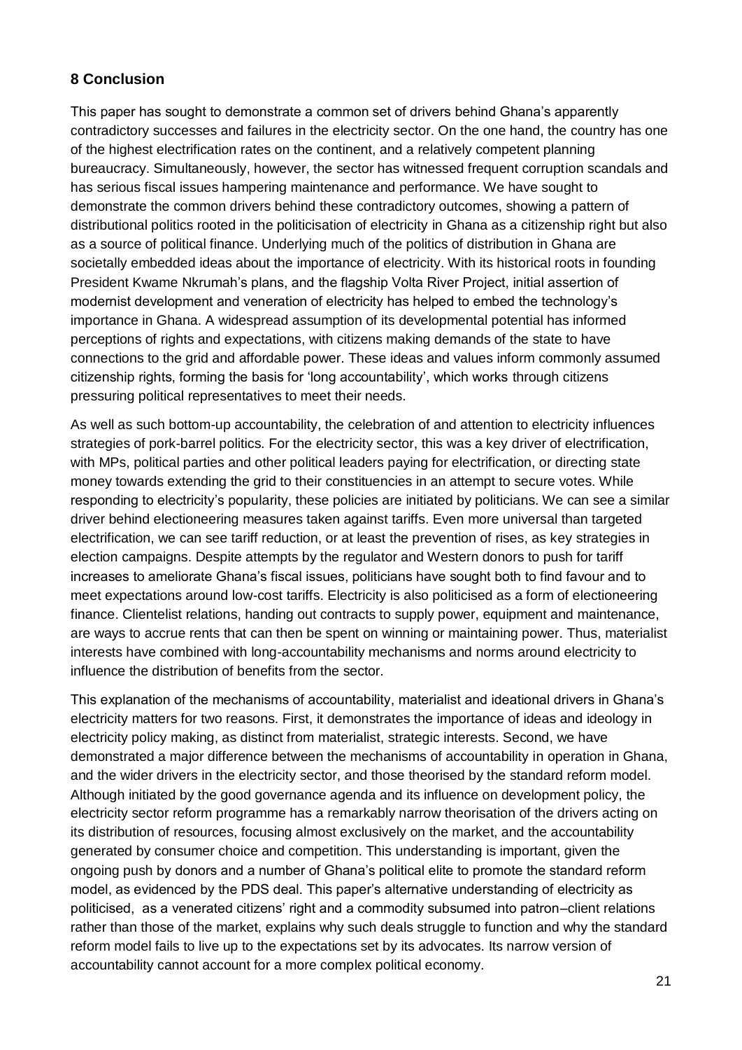## 8 Conclusion

This paper has sought to demonstrate a common set of drivers behind Ghana's apparently contradictory successes and failures in the electricity sector. On the one hand, the country has one of the highest electrification rates on the continent, and a relatively competent planning bureaucracy. Simultaneously, however, the sector has witnessed frequent corruption scandals and has serious fiscal issues hampering maintenance and performance. We have sought to demonstrate the common drivers behind these contradictory outcomes, showing a pattern of distributional politics rooted in the politicisation of electricity in Ghana as a citizenship right but also as a source of political finance. Underlying much of the politics of distribution in Ghana are societally embedded ideas about the importance of electricity. With its historical roots in founding President Kwame Nkrumah's plans, and the flagship Volta River Project, initial assertion of modernist development and veneration of electricity has helped to embed the technology's importance in Ghana. A widespread assumption of its developmental potential has informed perceptions of rights and expectations, with citizens making demands of the state to have connections to the grid and affordable power. These ideas and values inform commonly assumed citizenship rights, forming the basis for 'long accountability', which works through citizens pressuring political representatives to meet their needs.

As well as such bottom-up accountability, the celebration of and attention to electricity influences strategies of pork-barrel politics. For the electricity sector, this was a key driver of electrification, with MPs, political parties and other political leaders paying for electrification, or directing state money towards extending the grid to their constituencies in an attempt to secure votes. While responding to electricity's popularity, these policies are initiated by politicians. We can see a similar driver behind electioneering measures taken against tariffs. Even more universal than targeted electrification, we can see tariff reduction, or at least the prevention of rises, as key strategies in election campaigns. Despite attempts by the regulator and Western donors to push for tariff increases to ameliorate Ghana's fiscal issues, politicians have sought both to find favour and to meet expectations around low-cost tariffs. Electricity is also politicised as a form of electioneering finance. Clientelist relations, handing out contracts to supply power, equipment and maintenance, are ways to accrue rents that can then be spent on winning or maintaining power. Thus, materialist interests have combined with long-accountability mechanisms and norms around electricity to influence the distribution of benefits from the sector.

This explanation of the mechanisms of accountability, materialist and ideational drivers in Ghana's electricity matters for two reasons. First, it demonstrates the importance of ideas and ideology in electricity policy making, as distinct from materialist, strategic interests. Second, we have demonstrated a major difference between the mechanisms of accountability in operation in Ghana, and the wider drivers in the electricity sector, and those theorised by the standard reform model. Although initiated by the good governance agenda and its influence on development policy, the electricity sector reform programme has a remarkably narrow theorisation of the drivers acting on its distribution of resources, focusing almost exclusively on the market, and the accountability generated by consumer choice and competition. This understanding is important, given the ongoing push by donors and a number of Ghana's political elite to promote the standard reform model, as evidenced by the PDS deal. This paper's alternative understanding of electricity as politicised, as a venerated citizens' right and a commodity subsumed into patron–client relations rather than those of the market, explains why such deals struggle to function and why the standard reform model fails to live up to the expectations set by its advocates. Its narrow version of accountability cannot account for a more complex political economy.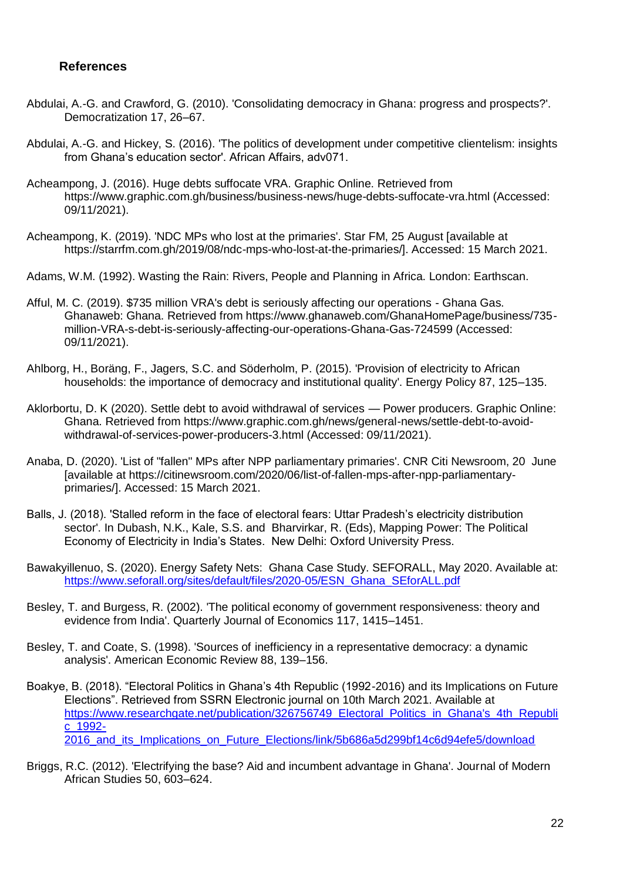## References

Abdulai, A.-G. and Crawford, G. (2010). 'Consolidating democracy in Ghana: progress and prospects?'. Democratization 17, 26–67.

Abdulai, A.-G. and Hickey, S. (2016). 'The politics of development under competitive clientelism: insights from Ghana's education sector'. African Affairs, adv071.

Acheampong, J. (2016). Huge debts suffocate VRA. Graphic Online. Retrieved from https://www.graphic.com.gh/business/business-news/huge-debts-suffocate-vra.html (Accessed: 09/11/2021).

Acheampong, K. (2019). 'NDC MPs who lost at the primaries'. Star FM, 25 August [available at https://starrfm.com.gh/2019/08/ndc-mps-who-lost-at-the-primaries/]. Accessed: 15 March 2021.

Adams, W.M. (1992). Wasting the Rain: Rivers, People and Planning in Africa. London: Earthscan.

Afful, M. C. (2019). $735 million VRA's debt is seriously affecting our operations - Ghana Gas. Ghanaweb: Ghana. Retrieved from https://www.ghanaweb.com/GhanaHomePage/business/735-million-VRA-s-debt-is-seriously-affecting-our-operations-Ghana-Gas-724599 (Accessed: 09/11/2021).

Ahlborg, H., Boräng, F., Jagers, S.C. and Söderholm, P. (2015). 'Provision of electricity to African households: the importance of democracy and institutional quality'. Energy Policy 87, 125–135.

Aklorbortu, D. K (2020). Settle debt to avoid withdrawal of services — Power producers. Graphic Online: Ghana. Retrieved from https://www.graphic.com.gh/news/general-news/settle-debt-to-avoid-withdrawal-of-services-power-producers-3.html (Accessed: 09/11/2021).

Anaba, D. (2020). 'List of "fallen" MPs after NPP parliamentary primaries'. CNR Citi Newsroom, 20 June [available at https://citinewsroom.com/2020/06/list-of-fallen-mps-after-npp-parliamentary-primaries/]. Accessed: 15 March 2021.

Balls, J. (2018). 'Stalled reform in the face of electoral fears: Uttar Pradesh's electricity distribution sector'. In Dubash, N.K., Kale, S.S. and Bharvirkar, R. (Eds), Mapping Power: The Political Economy of Electricity in India's States. New Delhi: Oxford University Press.

Bawakyillenuo, S. (2020). Energy Safety Nets: Ghana Case Study. SEFORALL, May 2020. Available at: https://www.seforall.org/sites/default/files/2020-05/ESN_Ghana_SEforALL.pdf

Besley, T. and Burgess, R. (2002). 'The political economy of government responsiveness: theory and evidence from India'. Quarterly Journal of Economics 117, 1415–1451.

Besley, T. and Coate, S. (1998). 'Sources of inefficiency in a representative democracy: a dynamic analysis'. American Economic Review 88, 139–156.

Boakye, B. (2018). "Electoral Politics in Ghana's 4th Republic (1992-2016) and its Implications on Future Elections". Retrieved from SSRN Electronic journal on 10th March 2021. Available at https://www.researchgate.net/publication/326756749_Electoral_Politics_in_Ghana's_4th_Republic_1992-2016_and_its_Implications_on_Future_Elections/link/5b686a5d299bf14c6d94efe5/download

Briggs, R.C. (2012). 'Electrifying the base? Aid and incumbent advantage in Ghana'. Journal of Modern African Studies 50, 603–624.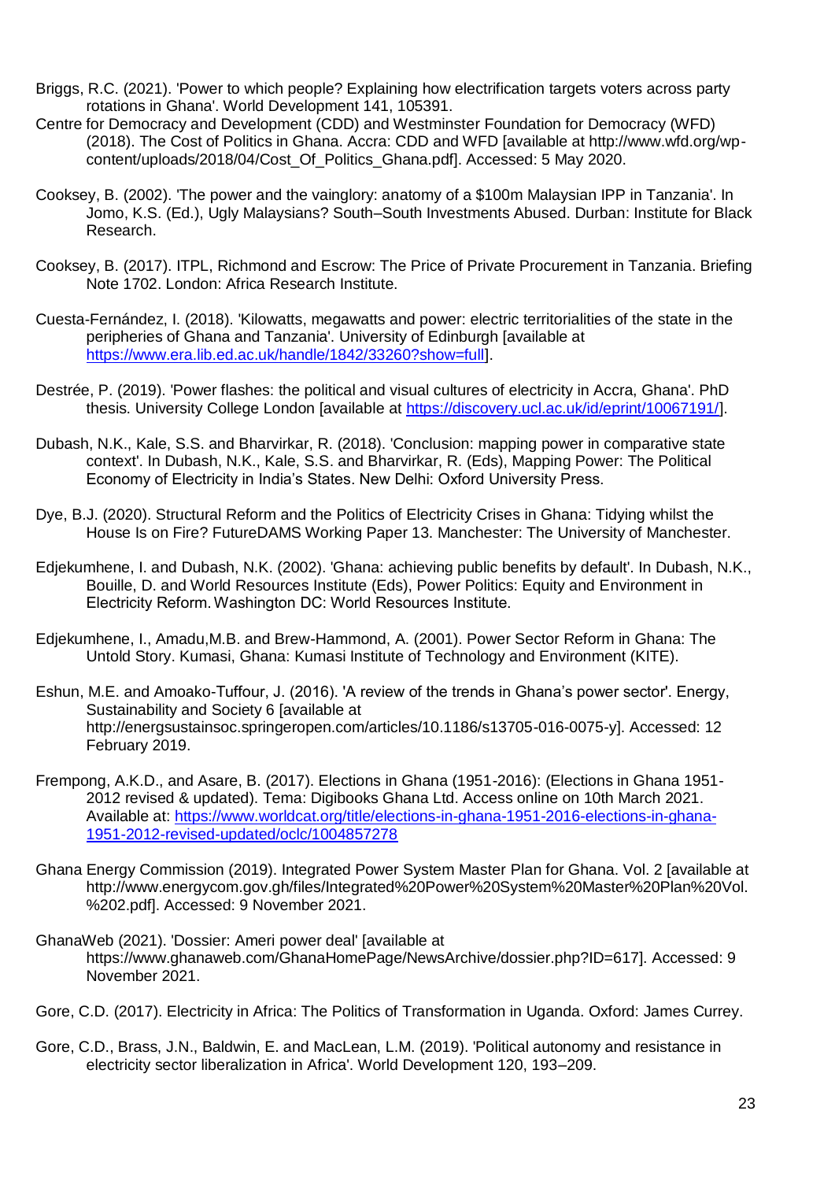Briggs, R.C. (2021). 'Power to which people? Explaining how electrification targets voters across party rotations in Ghana'. World Development 141, 105391.

Centre for Democracy and Development (CDD) and Westminster Foundation for Democracy (WFD) (2018). The Cost of Politics in Ghana. Accra: CDD and WFD [available at http://www.wfd.org/wp-content/uploads/2018/04/Cost_Of_Politics_Ghana.pdf]. Accessed: 5 May 2020.

Cooksey, B. (2002). 'The power and the vainglory: anatomy of a $100m Malaysian IPP in Tanzania'. In Jomo, K.S. (Ed.), Ugly Malaysians? South–South Investments Abused. Durban: Institute for Black Research.

Cooksey, B. (2017). ITPL, Richmond and Escrow: The Price of Private Procurement in Tanzania. Briefing Note 1702. London: Africa Research Institute.

Cuesta-Fernández, I. (2018). 'Kilowatts, megawatts and power: electric territorialities of the state in the peripheries of Ghana and Tanzania'. University of Edinburgh [available at https://www.era.lib.ed.ac.uk/handle/1842/33260?show=full].

Destrée, P. (2019). 'Power flashes: the political and visual cultures of electricity in Accra, Ghana'. PhD thesis. University College London [available at https://discovery.ucl.ac.uk/id/eprint/10067191/].

Dubash, N.K., Kale, S.S. and Bharvirkar, R. (2018). 'Conclusion: mapping power in comparative state context'. In Dubash, N.K., Kale, S.S. and Bharvirkar, R. (Eds), Mapping Power: The Political Economy of Electricity in India's States. New Delhi: Oxford University Press.

Dye, B.J. (2020). Structural Reform and the Politics of Electricity Crises in Ghana: Tidying whilst the House Is on Fire? FutureDAMS Working Paper 13. Manchester: The University of Manchester.

Edjekumhene, I. and Dubash, N.K. (2002). 'Ghana: achieving public benefits by default'. In Dubash, N.K., Bouille, D. and World Resources Institute (Eds), Power Politics: Equity and Environment in Electricity Reform. Washington DC: World Resources Institute.

Edjekumhene, I., Amadu,M.B. and Brew-Hammond, A. (2001). Power Sector Reform in Ghana: The Untold Story. Kumasi, Ghana: Kumasi Institute of Technology and Environment (KITE).

Eshun, M.E. and Amoako-Tuffour, J. (2016). 'A review of the trends in Ghana's power sector'. Energy, Sustainability and Society 6 [available at http://energsustainsoc.springeropen.com/articles/10.1186/s13705-016-0075-y]. Accessed: 12 February 2019.

Frempong, A.K.D., and Asare, B. (2017). Elections in Ghana (1951-2016): (Elections in Ghana 1951-2012 revised & updated). Tema: Digibooks Ghana Ltd. Access online on 10th March 2021. Available at: https://www.worldcat.org/title/elections-in-ghana-1951-2016-elections-in-ghana-1951-2012-revised-updated/oclc/1004857278

Ghana Energy Commission (2019). Integrated Power System Master Plan for Ghana. Vol. 2 [available at http://www.energycom.gov.gh/files/Integrated%20Power%20System%20Master%20Plan%20Vol.%202.pdf]. Accessed: 9 November 2021.

GhanaWeb (2021). 'Dossier: Ameri power deal' [available at https://www.ghanaweb.com/GhanaHomePage/NewsArchive/dossier.php?ID=617]. Accessed: 9 November 2021.

Gore, C.D. (2017). Electricity in Africa: The Politics of Transformation in Uganda. Oxford: James Currey.

Gore, C.D., Brass, J.N., Baldwin, E. and MacLean, L.M. (2019). 'Political autonomy and resistance in electricity sector liberalization in Africa'. World Development 120, 193–209.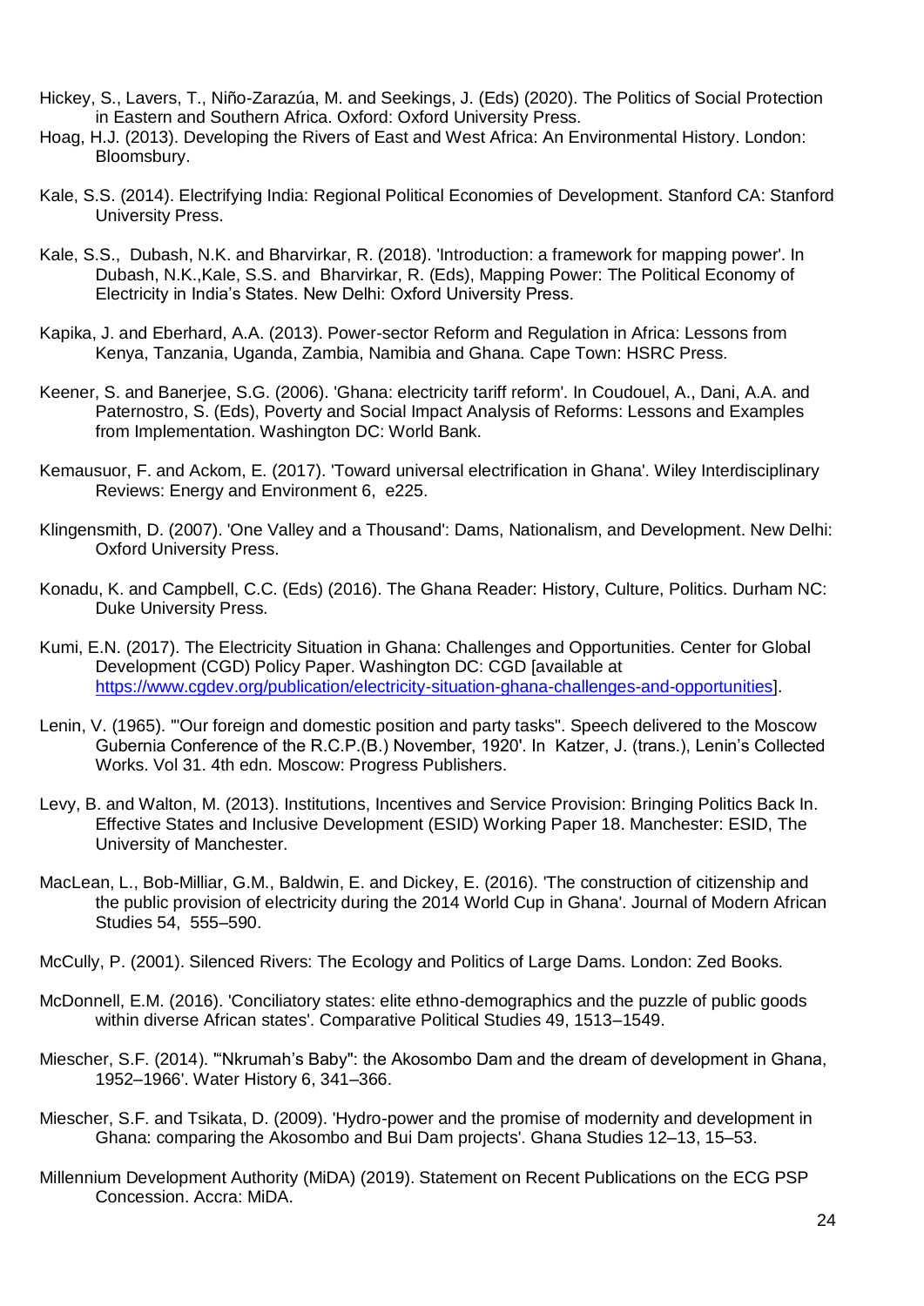Hickey, S., Lavers, T., Niño-Zarazúa, M. and Seekings, J. (Eds) (2020). The Politics of Social Protection in Eastern and Southern Africa. Oxford: Oxford University Press.

Hoag, H.J. (2013). Developing the Rivers of East and West Africa: An Environmental History. London: Bloomsbury.

Kale, S.S. (2014). Electrifying India: Regional Political Economies of Development. Stanford CA: Stanford University Press.

Kale, S.S., Dubash, N.K. and Bharvirkar, R. (2018). 'Introduction: a framework for mapping power'. In Dubash, N.K.,Kale, S.S. and Bharvirkar, R. (Eds), Mapping Power: The Political Economy of Electricity in India's States. New Delhi: Oxford University Press.

Kapika, J. and Eberhard, A.A. (2013). Power-sector Reform and Regulation in Africa: Lessons from Kenya, Tanzania, Uganda, Zambia, Namibia and Ghana. Cape Town: HSRC Press.

Keener, S. and Banerjee, S.G. (2006). 'Ghana: electricity tariff reform'. In Coudouel, A., Dani, A.A. and Paternostro, S. (Eds), Poverty and Social Impact Analysis of Reforms: Lessons and Examples from Implementation. Washington DC: World Bank.

Kemausuor, F. and Ackom, E. (2017). 'Toward universal electrification in Ghana'. Wiley Interdisciplinary Reviews: Energy and Environment 6, e225.

Klingensmith, D. (2007). 'One Valley and a Thousand': Dams, Nationalism, and Development. New Delhi: Oxford University Press.

Konadu, K. and Campbell, C.C. (Eds) (2016). The Ghana Reader: History, Culture, Politics. Durham NC: Duke University Press.

Kumi, E.N. (2017). The Electricity Situation in Ghana: Challenges and Opportunities. Center for Global Development (CGD) Policy Paper. Washington DC: CGD [available at https://www.cgdev.org/publication/electricity-situation-ghana-challenges-and-opportunities].

Lenin, V. (1965). '"Our foreign and domestic position and party tasks". Speech delivered to the Moscow Gubernia Conference of the R.C.P.(B.) November, 1920'. In Katzer, J. (trans.), Lenin's Collected Works. Vol 31. 4th edn. Moscow: Progress Publishers.

Levy, B. and Walton, M. (2013). Institutions, Incentives and Service Provision: Bringing Politics Back In. Effective States and Inclusive Development (ESID) Working Paper 18. Manchester: ESID, The University of Manchester.

MacLean, L., Bob-Milliar, G.M., Baldwin, E. and Dickey, E. (2016). 'The construction of citizenship and the public provision of electricity during the 2014 World Cup in Ghana'. Journal of Modern African Studies 54, 555–590.

McCully, P. (2001). Silenced Rivers: The Ecology and Politics of Large Dams. London: Zed Books.

McDonnell, E.M. (2016). 'Conciliatory states: elite ethno-demographics and the puzzle of public goods within diverse African states'. Comparative Political Studies 49, 1513–1549.

Miescher, S.F. (2014). '"Nkrumah's Baby": the Akosombo Dam and the dream of development in Ghana, 1952–1966'. Water History 6, 341–366.

Miescher, S.F. and Tsikata, D. (2009). 'Hydro-power and the promise of modernity and development in Ghana: comparing the Akosombo and Bui Dam projects'. Ghana Studies 12–13, 15–53.

Millennium Development Authority (MiDA) (2019). Statement on Recent Publications on the ECG PSP Concession. Accra: MiDA.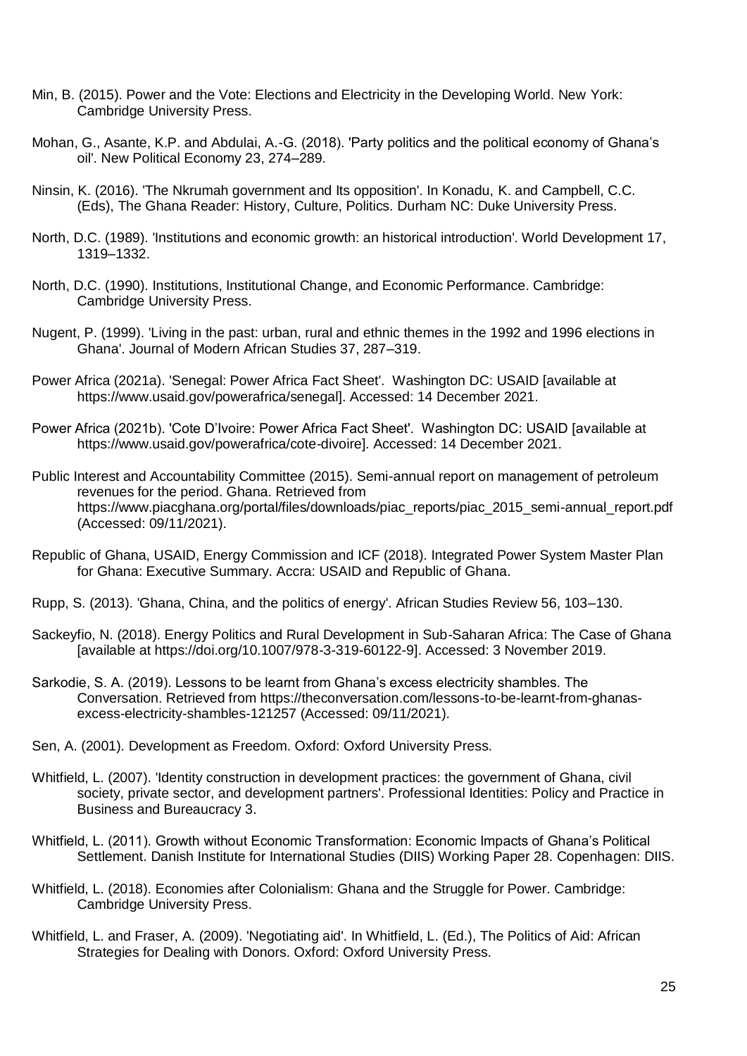Min, B. (2015). Power and the Vote: Elections and Electricity in the Developing World. New York: Cambridge University Press.

Mohan, G., Asante, K.P. and Abdulai, A.-G. (2018). 'Party politics and the political economy of Ghana's oil'. New Political Economy 23, 274–289.

Ninsin, K. (2016). 'The Nkrumah government and Its opposition'. In Konadu, K. and Campbell, C.C. (Eds), The Ghana Reader: History, Culture, Politics. Durham NC: Duke University Press.

North, D.C. (1989). 'Institutions and economic growth: an historical introduction'. World Development 17, 1319–1332.

North, D.C. (1990). Institutions, Institutional Change, and Economic Performance. Cambridge: Cambridge University Press.

Nugent, P. (1999). 'Living in the past: urban, rural and ethnic themes in the 1992 and 1996 elections in Ghana'. Journal of Modern African Studies 37, 287–319.

Power Africa (2021a). 'Senegal: Power Africa Fact Sheet'. Washington DC: USAID [available at https://www.usaid.gov/powerafrica/senegal]. Accessed: 14 December 2021.

Power Africa (2021b). 'Cote D'Ivoire: Power Africa Fact Sheet'. Washington DC: USAID [available at https://www.usaid.gov/powerafrica/cote-divoire]. Accessed: 14 December 2021.

Public Interest and Accountability Committee (2015). Semi-annual report on management of petroleum revenues for the period. Ghana. Retrieved from https://www.piacghana.org/portal/files/downloads/piac_reports/piac_2015_semi-annual_report.pdf (Accessed: 09/11/2021).

Republic of Ghana, USAID, Energy Commission and ICF (2018). Integrated Power System Master Plan for Ghana: Executive Summary. Accra: USAID and Republic of Ghana.

Rupp, S. (2013). 'Ghana, China, and the politics of energy'. African Studies Review 56, 103–130.

Sackeyfio, N. (2018). Energy Politics and Rural Development in Sub-Saharan Africa: The Case of Ghana [available at https://doi.org/10.1007/978-3-319-60122-9]. Accessed: 3 November 2019.

Sarkodie, S. A. (2019). Lessons to be learnt from Ghana's excess electricity shambles. The Conversation. Retrieved from https://theconversation.com/lessons-to-be-learnt-from-ghanas-excess-electricity-shambles-121257 (Accessed: 09/11/2021).

Sen, A. (2001). Development as Freedom. Oxford: Oxford University Press.

Whitfield, L. (2007). 'Identity construction in development practices: the government of Ghana, civil society, private sector, and development partners'. Professional Identities: Policy and Practice in Business and Bureaucracy 3.

Whitfield, L. (2011). Growth without Economic Transformation: Economic Impacts of Ghana's Political Settlement. Danish Institute for International Studies (DIIS) Working Paper 28. Copenhagen: DIIS.

Whitfield, L. (2018). Economies after Colonialism: Ghana and the Struggle for Power. Cambridge: Cambridge University Press.

Whitfield, L. and Fraser, A. (2009). 'Negotiating aid'. In Whitfield, L. (Ed.), The Politics of Aid: African Strategies for Dealing with Donors. Oxford: Oxford University Press.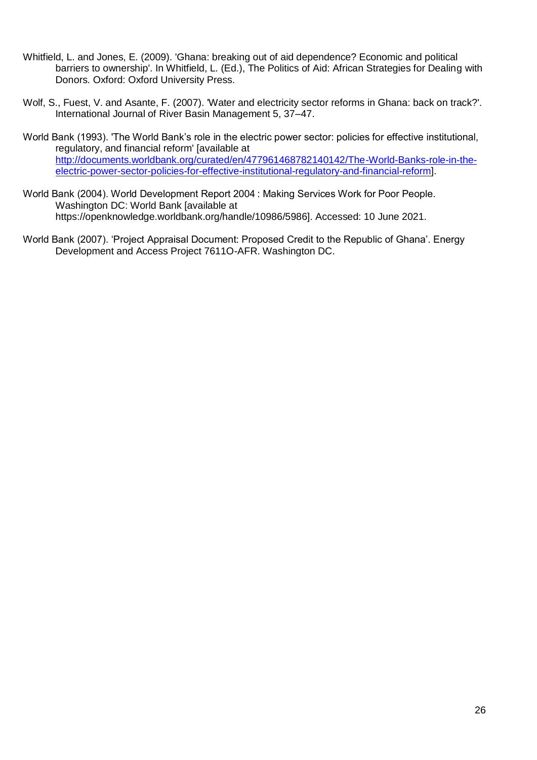Whitfield, L. and Jones, E. (2009). 'Ghana: breaking out of aid dependence? Economic and political barriers to ownership'. In Whitfield, L. (Ed.), The Politics of Aid: African Strategies for Dealing with Donors. Oxford: Oxford University Press.

Wolf, S., Fuest, V. and Asante, F. (2007). 'Water and electricity sector reforms in Ghana: back on track?'. International Journal of River Basin Management 5, 37–47.

World Bank (1993). 'The World Bank's role in the electric power sector: policies for effective institutional, regulatory, and financial reform' [available at http://documents.worldbank.org/curated/en/477961468782140142/The-World-Banks-role-in-the-electric-power-sector-policies-for-effective-institutional-regulatory-and-financial-reform].

World Bank (2004). World Development Report 2004 : Making Services Work for Poor People. Washington DC: World Bank [available at https://openknowledge.worldbank.org/handle/10986/5986]. Accessed: 10 June 2021.

World Bank (2007). 'Project Appraisal Document: Proposed Credit to the Republic of Ghana'. Energy Development and Access Project 7611O-AFR. Washington DC.